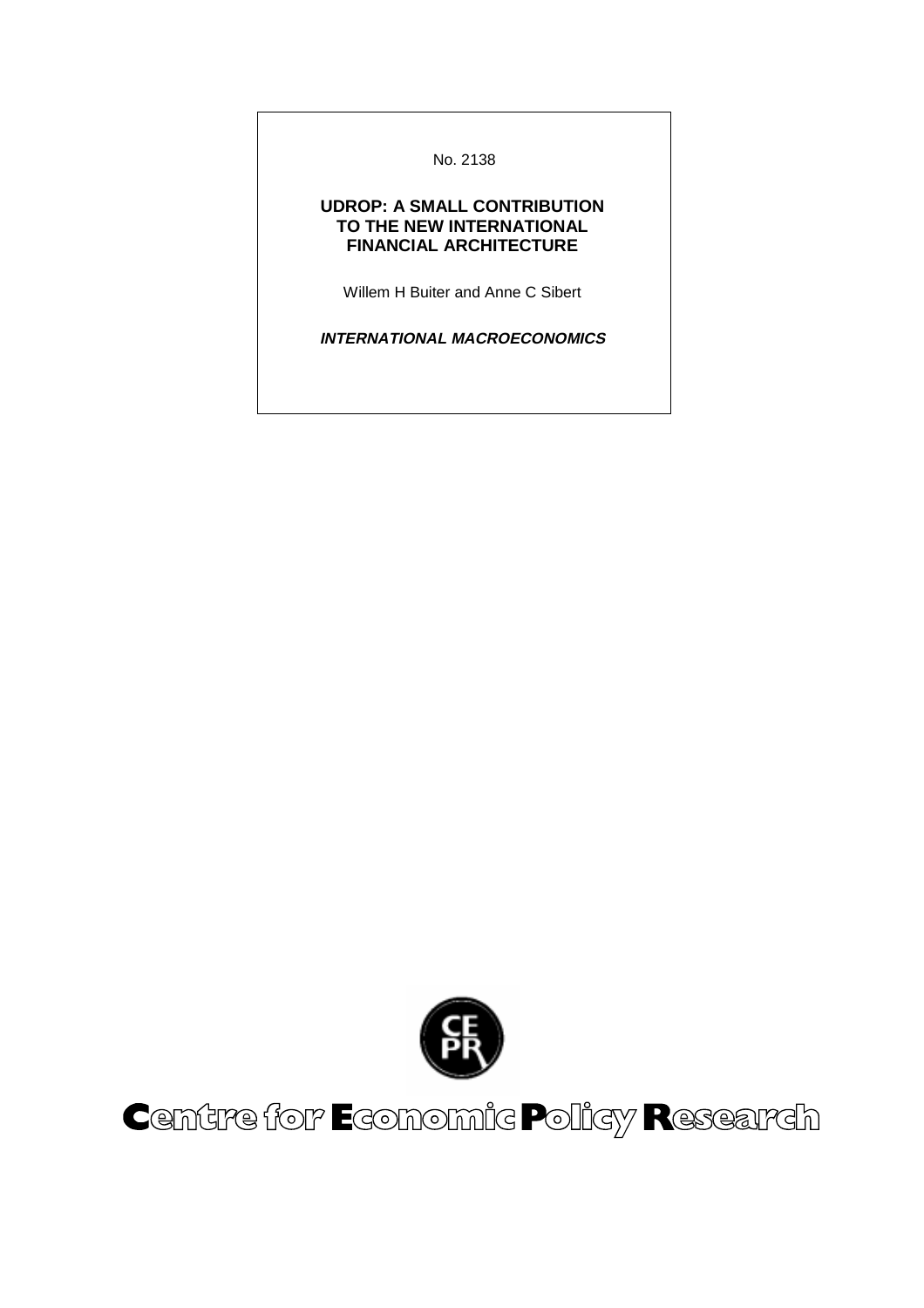No. 2138

# UDROP: A SMALL CONTRIBUTION TO THE NEW INTERNATIONAL FINANCIAL ARCHITECTURE

Willem H Buiter and Anne C Sibert

***INTERNATIONAL MACROECONOMICS***

Centre for Economic Policy Research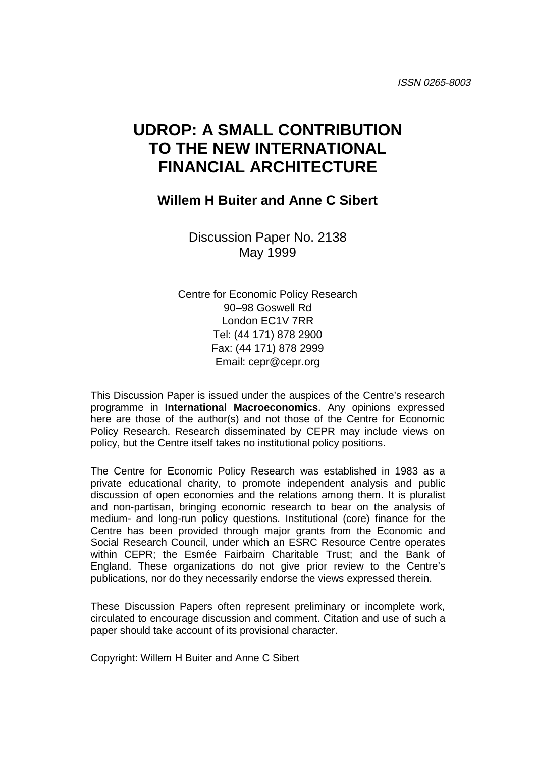ISSN 0265-8003

# UDROP: A SMALL CONTRIBUTION TO THE NEW INTERNATIONAL FINANCIAL ARCHITECTURE

**Willem H Buiter and Anne C Sibert**

Discussion Paper No. 2138
May 1999

Centre for Economic Policy Research
90–98 Goswell Rd
London EC1V 7RR
Tel: (44 171) 878 2900
Fax: (44 171) 878 2999
Email: cepr@cepr.org

This Discussion Paper is issued under the auspices of the Centre's research programme in **International Macroeconomics**. Any opinions expressed here are those of the author(s) and not those of the Centre for Economic Policy Research. Research disseminated by CEPR may include views on policy, but the Centre itself takes no institutional policy positions.

The Centre for Economic Policy Research was established in 1983 as a private educational charity, to promote independent analysis and public discussion of open economies and the relations among them. It is pluralist and non-partisan, bringing economic research to bear on the analysis of medium- and long-run policy questions. Institutional (core) finance for the Centre has been provided through major grants from the Economic and Social Research Council, under which an ESRC Resource Centre operates within CEPR; the Esmée Fairbairn Charitable Trust; and the Bank of England. These organizations do not give prior review to the Centre's publications, nor do they necessarily endorse the views expressed therein.

These Discussion Papers often represent preliminary or incomplete work, circulated to encourage discussion and comment. Citation and use of such a paper should take account of its provisional character.

Copyright: Willem H Buiter and Anne C Sibert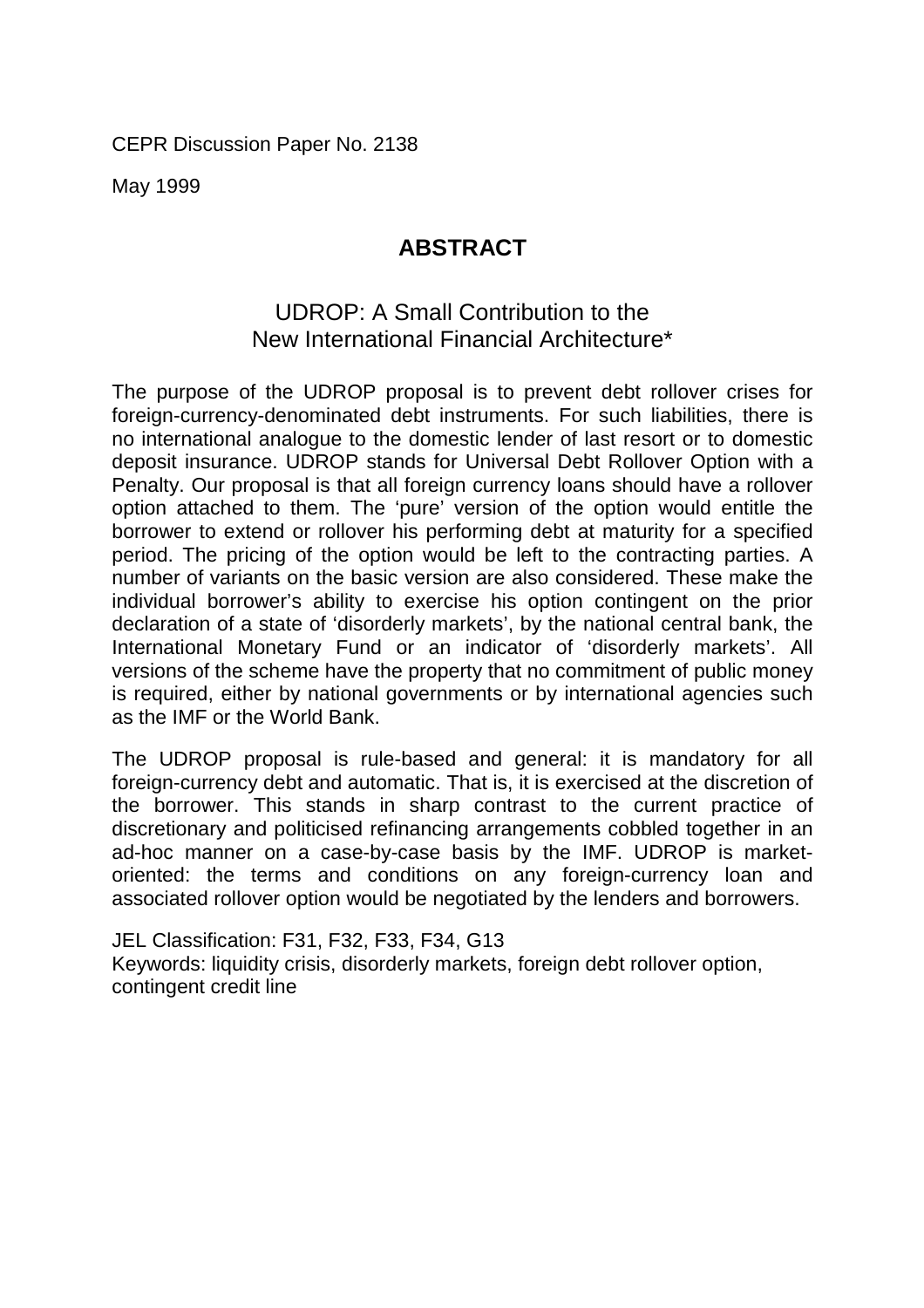CEPR Discussion Paper No. 2138

May 1999

## ABSTRACT

### UDROP: A Small Contribution to the New International Financial Architecture*

The purpose of the UDROP proposal is to prevent debt rollover crises for foreign-currency-denominated debt instruments. For such liabilities, there is no international analogue to the domestic lender of last resort or to domestic deposit insurance. UDROP stands for Universal Debt Rollover Option with a Penalty. Our proposal is that all foreign currency loans should have a rollover option attached to them. The 'pure' version of the option would entitle the borrower to extend or rollover his performing debt at maturity for a specified period. The pricing of the option would be left to the contracting parties. A number of variants on the basic version are also considered. These make the individual borrower's ability to exercise his option contingent on the prior declaration of a state of 'disorderly markets', by the national central bank, the International Monetary Fund or an indicator of 'disorderly markets'. All versions of the scheme have the property that no commitment of public money is required, either by national governments or by international agencies such as the IMF or the World Bank.

The UDROP proposal is rule-based and general: it is mandatory for all foreign-currency debt and automatic. That is, it is exercised at the discretion of the borrower. This stands in sharp contrast to the current practice of discretionary and politicised refinancing arrangements cobbled together in an ad-hoc manner on a case-by-case basis by the IMF. UDROP is market-oriented: the terms and conditions on any foreign-currency loan and associated rollover option would be negotiated by the lenders and borrowers.

JEL Classification: F31, F32, F33, F34, G13
Keywords: liquidity crisis, disorderly markets, foreign debt rollover option, contingent credit line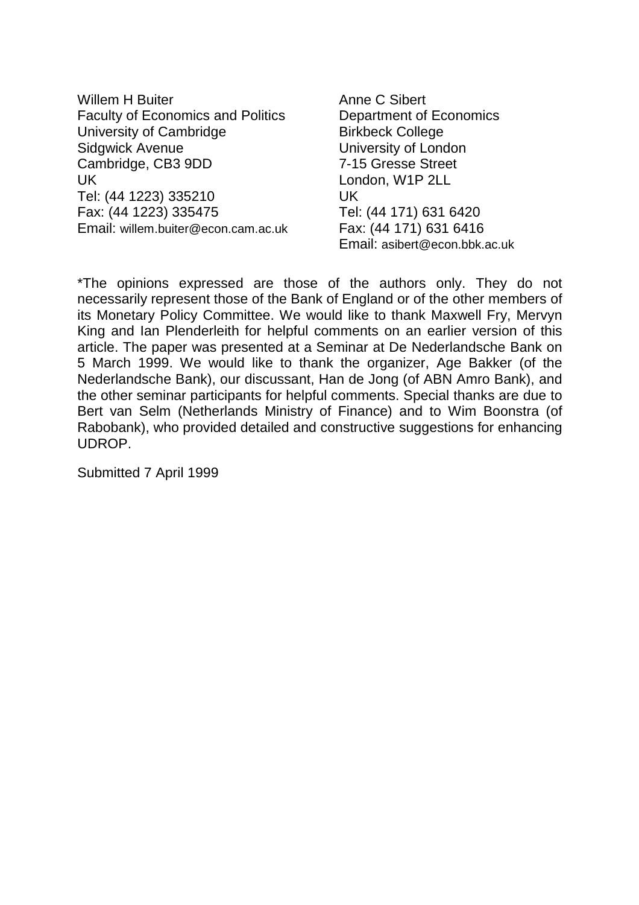Willem H Buiter
Faculty of Economics and Politics
University of Cambridge
Sidgwick Avenue
Cambridge, CB3 9DD
UK
Tel: (44 1223) 335210
Fax: (44 1223) 335475
Email: willem.buiter@econ.cam.ac.uk

Anne C Sibert
Department of Economics
Birkbeck College
University of London
7-15 Gresse Street
London, W1P 2LL
UK
Tel: (44 171) 631 6420
Fax: (44 171) 631 6416
Email: asibert@econ.bbk.ac.uk

*The opinions expressed are those of the authors only. They do not necessarily represent those of the Bank of England or of the other members of its Monetary Policy Committee. We would like to thank Maxwell Fry, Mervyn King and Ian Plenderleith for helpful comments on an earlier version of this article. The paper was presented at a Seminar at De Nederlandsche Bank on 5 March 1999. We would like to thank the organizer, Age Bakker (of the Nederlandsche Bank), our discussant, Han de Jong (of ABN Amro Bank), and the other seminar participants for helpful comments. Special thanks are due to Bert van Selm (Netherlands Ministry of Finance) and to Wim Boonstra (of Rabobank), who provided detailed and constructive suggestions for enhancing UDROP.

Submitted 7 April 1999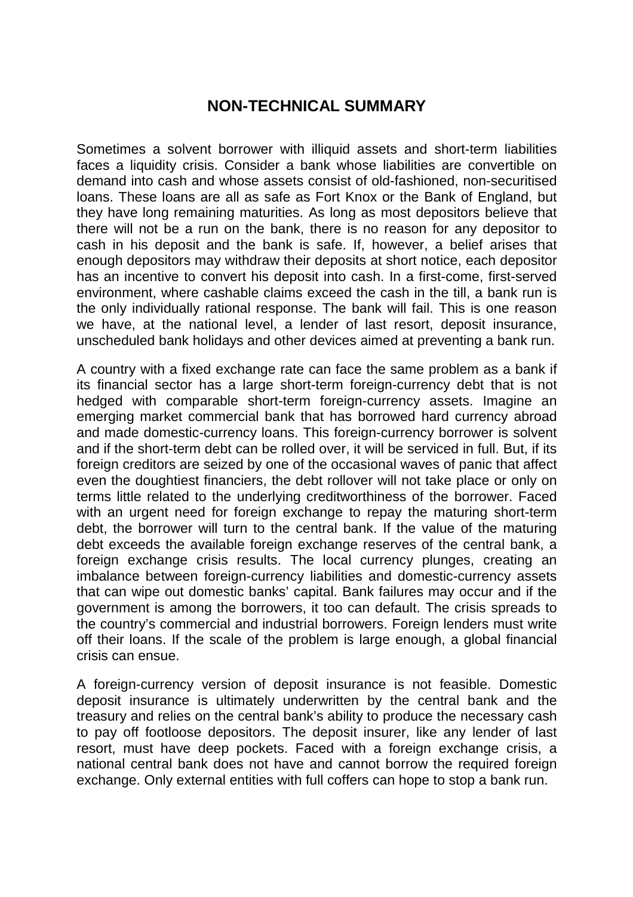## NON-TECHNICAL SUMMARY

Sometimes a solvent borrower with illiquid assets and short-term liabilities faces a liquidity crisis. Consider a bank whose liabilities are convertible on demand into cash and whose assets consist of old-fashioned, non-securitised loans. These loans are all as safe as Fort Knox or the Bank of England, but they have long remaining maturities. As long as most depositors believe that there will not be a run on the bank, there is no reason for any depositor to cash in his deposit and the bank is safe. If, however, a belief arises that enough depositors may withdraw their deposits at short notice, each depositor has an incentive to convert his deposit into cash. In a first-come, first-served environment, where cashable claims exceed the cash in the till, a bank run is the only individually rational response. The bank will fail. This is one reason we have, at the national level, a lender of last resort, deposit insurance, unscheduled bank holidays and other devices aimed at preventing a bank run.

A country with a fixed exchange rate can face the same problem as a bank if its financial sector has a large short-term foreign-currency debt that is not hedged with comparable short-term foreign-currency assets. Imagine an emerging market commercial bank that has borrowed hard currency abroad and made domestic-currency loans. This foreign-currency borrower is solvent and if the short-term debt can be rolled over, it will be serviced in full. But, if its foreign creditors are seized by one of the occasional waves of panic that affect even the doughtiest financiers, the debt rollover will not take place or only on terms little related to the underlying creditworthiness of the borrower. Faced with an urgent need for foreign exchange to repay the maturing short-term debt, the borrower will turn to the central bank. If the value of the maturing debt exceeds the available foreign exchange reserves of the central bank, a foreign exchange crisis results. The local currency plunges, creating an imbalance between foreign-currency liabilities and domestic-currency assets that can wipe out domestic banks' capital. Bank failures may occur and if the government is among the borrowers, it too can default. The crisis spreads to the country's commercial and industrial borrowers. Foreign lenders must write off their loans. If the scale of the problem is large enough, a global financial crisis can ensue.

A foreign-currency version of deposit insurance is not feasible. Domestic deposit insurance is ultimately underwritten by the central bank and the treasury and relies on the central bank's ability to produce the necessary cash to pay off footloose depositors. The deposit insurer, like any lender of last resort, must have deep pockets. Faced with a foreign exchange crisis, a national central bank does not have and cannot borrow the required foreign exchange. Only external entities with full coffers can hope to stop a bank run.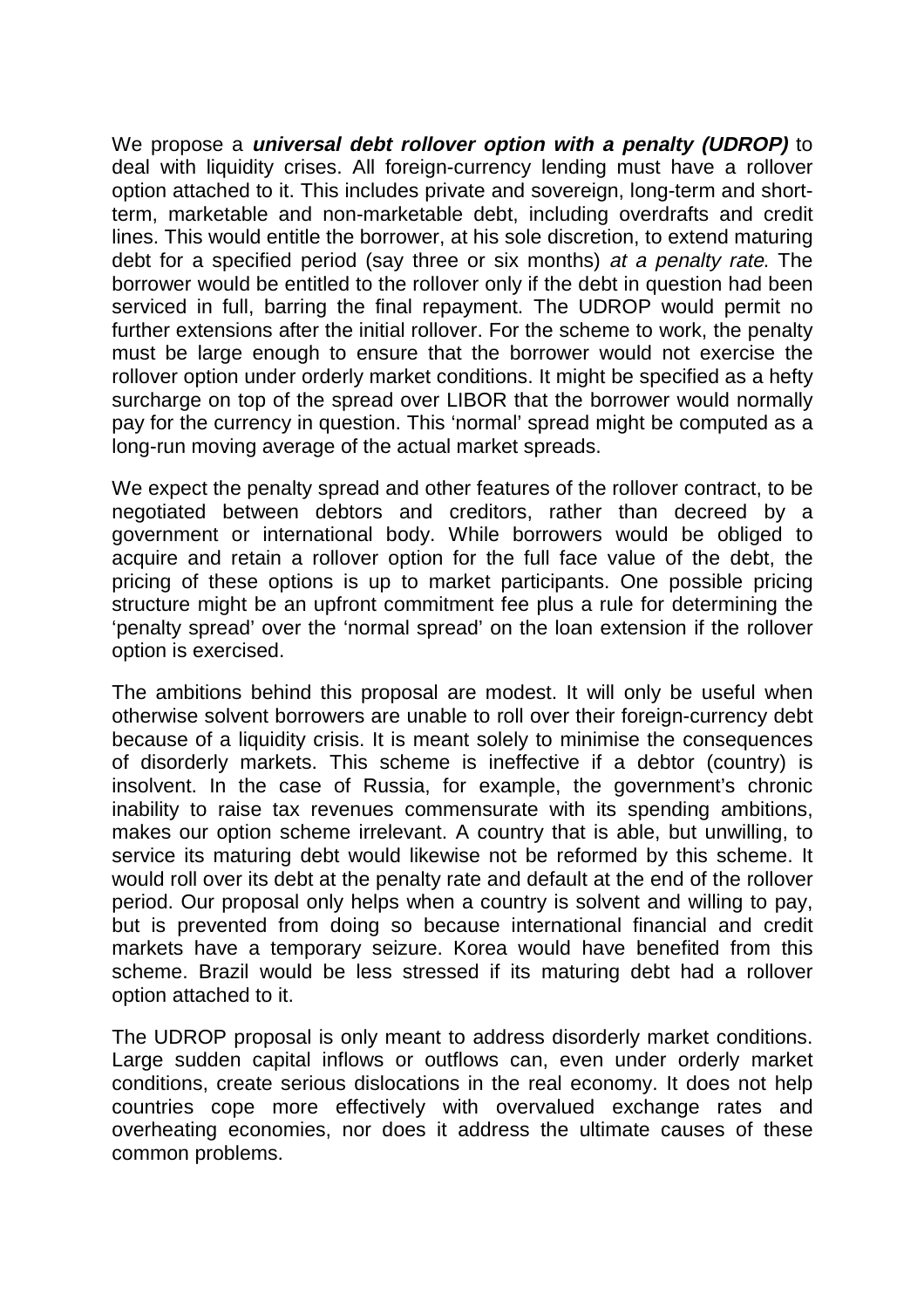We propose a ***universal debt rollover option with a penalty (UDROP)*** to deal with liquidity crises. All foreign-currency lending must have a rollover option attached to it. This includes private and sovereign, long-term and short-term, marketable and non-marketable debt, including overdrafts and credit lines. This would entitle the borrower, at his sole discretion, to extend maturing debt for a specified period (say three or six months) *at a penalty rate*. The borrower would be entitled to the rollover only if the debt in question had been serviced in full, barring the final repayment. The UDROP would permit no further extensions after the initial rollover. For the scheme to work, the penalty must be large enough to ensure that the borrower would not exercise the rollover option under orderly market conditions. It might be specified as a hefty surcharge on top of the spread over LIBOR that the borrower would normally pay for the currency in question. This 'normal' spread might be computed as a long-run moving average of the actual market spreads.

We expect the penalty spread and other features of the rollover contract, to be negotiated between debtors and creditors, rather than decreed by a government or international body. While borrowers would be obliged to acquire and retain a rollover option for the full face value of the debt, the pricing of these options is up to market participants. One possible pricing structure might be an upfront commitment fee plus a rule for determining the 'penalty spread' over the 'normal spread' on the loan extension if the rollover option is exercised.

The ambitions behind this proposal are modest. It will only be useful when otherwise solvent borrowers are unable to roll over their foreign-currency debt because of a liquidity crisis. It is meant solely to minimise the consequences of disorderly markets. This scheme is ineffective if a debtor (country) is insolvent. In the case of Russia, for example, the government's chronic inability to raise tax revenues commensurate with its spending ambitions, makes our option scheme irrelevant. A country that is able, but unwilling, to service its maturing debt would likewise not be reformed by this scheme. It would roll over its debt at the penalty rate and default at the end of the rollover period. Our proposal only helps when a country is solvent and willing to pay, but is prevented from doing so because international financial and credit markets have a temporary seizure. Korea would have benefited from this scheme. Brazil would be less stressed if its maturing debt had a rollover option attached to it.

The UDROP proposal is only meant to address disorderly market conditions. Large sudden capital inflows or outflows can, even under orderly market conditions, create serious dislocations in the real economy. It does not help countries cope more effectively with overvalued exchange rates and overheating economies, nor does it address the ultimate causes of these common problems.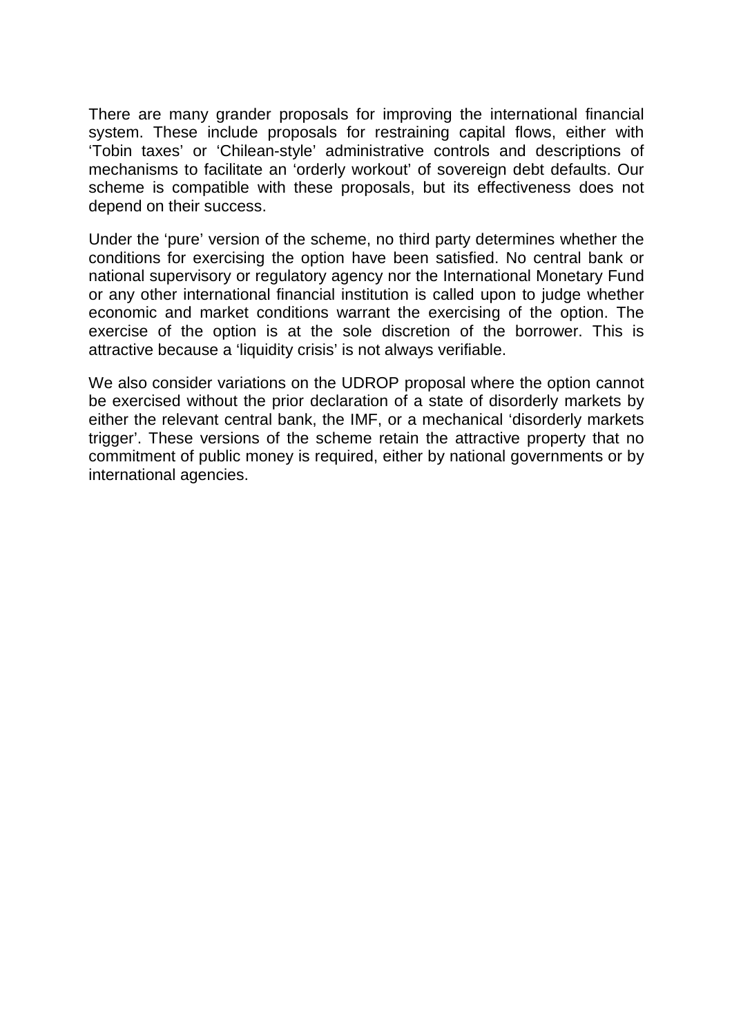There are many grander proposals for improving the international financial system. These include proposals for restraining capital flows, either with ‘Tobin taxes’ or ‘Chilean-style’ administrative controls and descriptions of mechanisms to facilitate an ‘orderly workout’ of sovereign debt defaults. Our scheme is compatible with these proposals, but its effectiveness does not depend on their success.

Under the ‘pure’ version of the scheme, no third party determines whether the conditions for exercising the option have been satisfied. No central bank or national supervisory or regulatory agency nor the International Monetary Fund or any other international financial institution is called upon to judge whether economic and market conditions warrant the exercising of the option. The exercise of the option is at the sole discretion of the borrower. This is attractive because a ‘liquidity crisis’ is not always verifiable.

We also consider variations on the UDROP proposal where the option cannot be exercised without the prior declaration of a state of disorderly markets by either the relevant central bank, the IMF, or a mechanical ‘disorderly markets trigger’. These versions of the scheme retain the attractive property that no commitment of public money is required, either by national governments or by international agencies.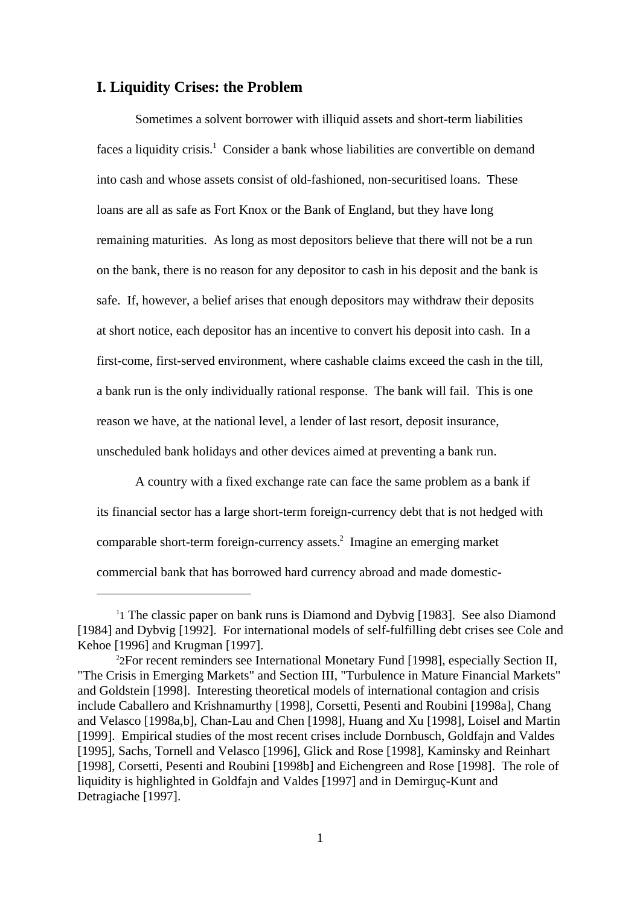## I. Liquidity Crises: the Problem

Sometimes a solvent borrower with illiquid assets and short-term liabilities faces a liquidity crisis.[1] Consider a bank whose liabilities are convertible on demand into cash and whose assets consist of old-fashioned, non-securitised loans. These loans are all as safe as Fort Knox or the Bank of England, but they have long remaining maturities. As long as most depositors believe that there will not be a run on the bank, there is no reason for any depositor to cash in his deposit and the bank is safe. If, however, a belief arises that enough depositors may withdraw their deposits at short notice, each depositor has an incentive to convert his deposit into cash. In a first-come, first-served environment, where cashable claims exceed the cash in the till, a bank run is the only individually rational response. The bank will fail. This is one reason we have, at the national level, a lender of last resort, deposit insurance, unscheduled bank holidays and other devices aimed at preventing a bank run.

A country with a fixed exchange rate can face the same problem as a bank if its financial sector has a large short-term foreign-currency debt that is not hedged with comparable short-term foreign-currency assets.[2] Imagine an emerging market commercial bank that has borrowed hard currency abroad and made domestic-

---

[1] The classic paper on bank runs is Diamond and Dybvig [1983]. See also Diamond [1984] and Dybvig [1992]. For international models of self-fulfilling debt crises see Cole and Kehoe [1996] and Krugman [1997].

[2] For recent reminders see International Monetary Fund [1998], especially Section II, "The Crisis in Emerging Markets" and Section III, "Turbulence in Mature Financial Markets" and Goldstein [1998]. Interesting theoretical models of international contagion and crisis include Caballero and Krishnamurthy [1998], Corsetti, Pesenti and Roubini [1998a], Chang and Velasco [1998a,b], Chan-Lau and Chen [1998], Huang and Xu [1998], Loisel and Martin [1999]. Empirical studies of the most recent crises include Dornbusch, Goldfajn and Valdes [1995], Sachs, Tornell and Velasco [1996], Glick and Rose [1998], Kaminsky and Reinhart [1998], Corsetti, Pesenti and Roubini [1998b] and Eichengreen and Rose [1998]. The role of liquidity is highlighted in Goldfajn and Valdes [1997] and in Demirguç-Kunt and Detragiache [1997].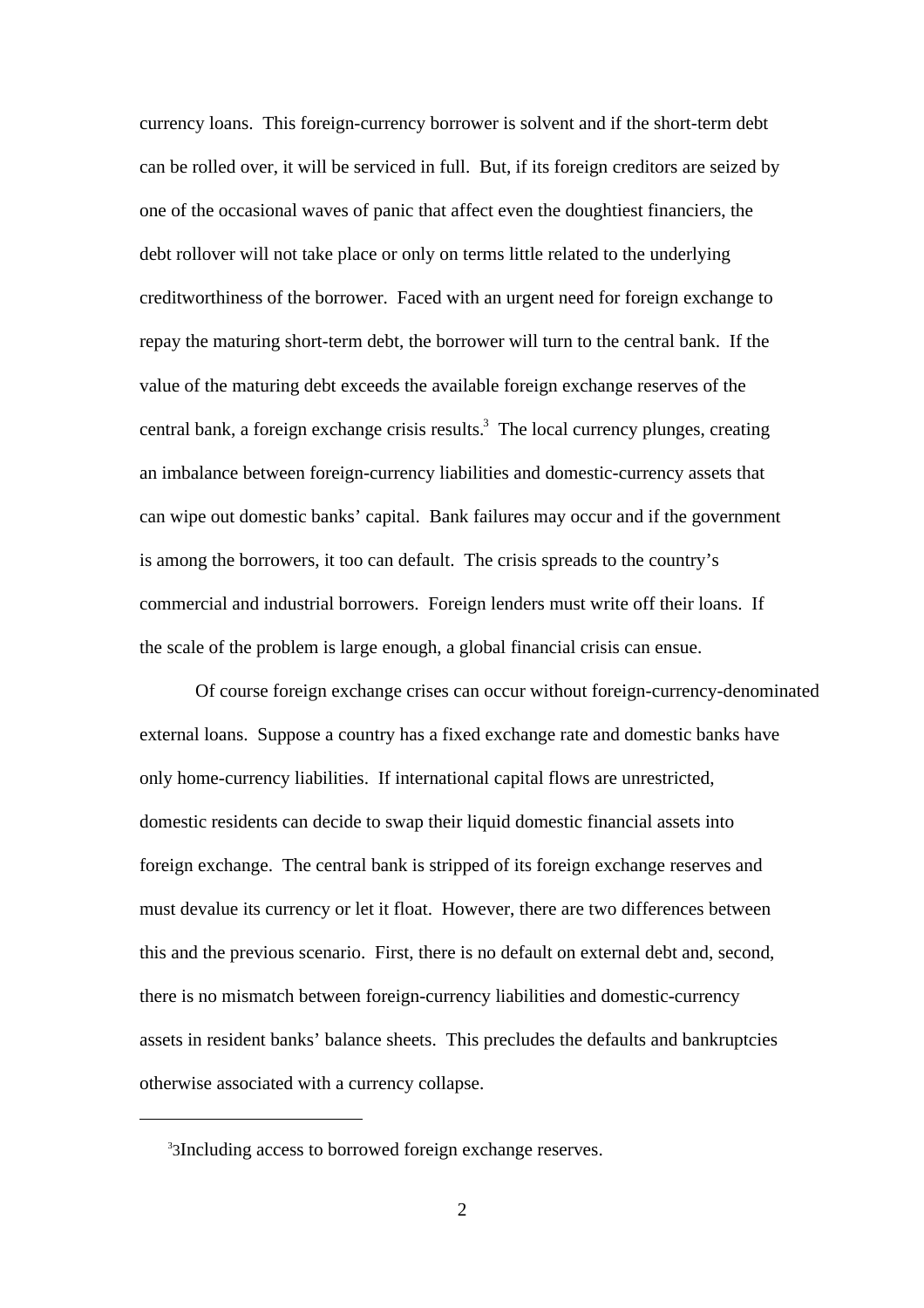currency loans. This foreign-currency borrower is solvent and if the short-term debt can be rolled over, it will be serviced in full. But, if its foreign creditors are seized by one of the occasional waves of panic that affect even the doughtiest financiers, the debt rollover will not take place or only on terms little related to the underlying creditworthiness of the borrower. Faced with an urgent need for foreign exchange to repay the maturing short-term debt, the borrower will turn to the central bank. If the value of the maturing debt exceeds the available foreign exchange reserves of the central bank, a foreign exchange crisis results.[3] The local currency plunges, creating an imbalance between foreign-currency liabilities and domestic-currency assets that can wipe out domestic banks' capital. Bank failures may occur and if the government is among the borrowers, it too can default. The crisis spreads to the country's commercial and industrial borrowers. Foreign lenders must write off their loans. If the scale of the problem is large enough, a global financial crisis can ensue.

Of course foreign exchange crises can occur without foreign-currency-denominated external loans. Suppose a country has a fixed exchange rate and domestic banks have only home-currency liabilities. If international capital flows are unrestricted, domestic residents can decide to swap their liquid domestic financial assets into foreign exchange. The central bank is stripped of its foreign exchange reserves and must devalue its currency or let it float. However, there are two differences between this and the previous scenario. First, there is no default on external debt and, second, there is no mismatch between foreign-currency liabilities and domestic-currency assets in resident banks' balance sheets. This precludes the defaults and bankruptcies otherwise associated with a currency collapse.

---

[3]3Including access to borrowed foreign exchange reserves.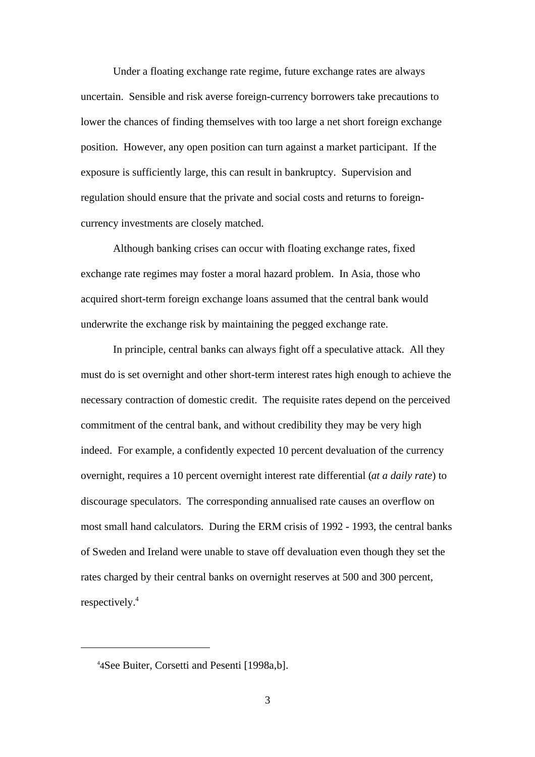Under a floating exchange rate regime, future exchange rates are always uncertain. Sensible and risk averse foreign-currency borrowers take precautions to lower the chances of finding themselves with too large a net short foreign exchange position. However, any open position can turn against a market participant. If the exposure is sufficiently large, this can result in bankruptcy. Supervision and regulation should ensure that the private and social costs and returns to foreign-currency investments are closely matched.

Although banking crises can occur with floating exchange rates, fixed exchange rate regimes may foster a moral hazard problem. In Asia, those who acquired short-term foreign exchange loans assumed that the central bank would underwrite the exchange risk by maintaining the pegged exchange rate.

In principle, central banks can always fight off a speculative attack. All they must do is set overnight and other short-term interest rates high enough to achieve the necessary contraction of domestic credit. The requisite rates depend on the perceived commitment of the central bank, and without credibility they may be very high indeed. For example, a confidently expected 10 percent devaluation of the currency overnight, requires a 10 percent overnight interest rate differential (*at a daily rate*) to discourage speculators. The corresponding annualised rate causes an overflow on most small hand calculators. During the ERM crisis of 1992 - 1993, the central banks of Sweden and Ireland were unable to stave off devaluation even though they set the rates charged by their central banks on overnight reserves at 500 and 300 percent, respectively.[4]

---

[4] See Buiter, Corsetti and Pesenti [1998a,b].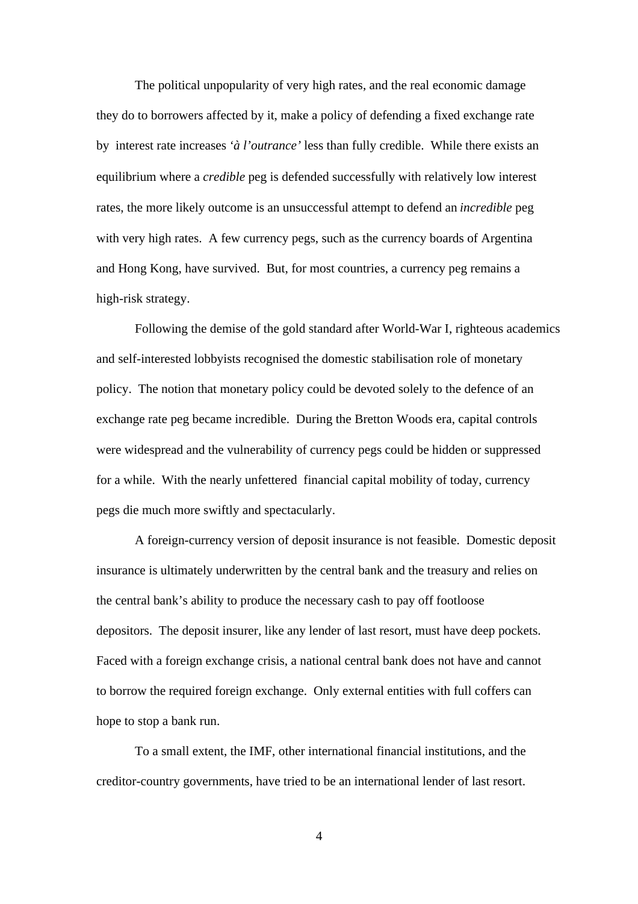The political unpopularity of very high rates, and the real economic damage they do to borrowers affected by it, make a policy of defending a fixed exchange rate by interest rate increases *'à l'outrance'* less than fully credible. While there exists an equilibrium where a *credible* peg is defended successfully with relatively low interest rates, the more likely outcome is an unsuccessful attempt to defend an *incredible* peg with very high rates. A few currency pegs, such as the currency boards of Argentina and Hong Kong, have survived. But, for most countries, a currency peg remains a high-risk strategy.

Following the demise of the gold standard after World-War I, righteous academics and self-interested lobbyists recognised the domestic stabilisation role of monetary policy. The notion that monetary policy could be devoted solely to the defence of an exchange rate peg became incredible. During the Bretton Woods era, capital controls were widespread and the vulnerability of currency pegs could be hidden or suppressed for a while. With the nearly unfettered financial capital mobility of today, currency pegs die much more swiftly and spectacularly.

A foreign-currency version of deposit insurance is not feasible. Domestic deposit insurance is ultimately underwritten by the central bank and the treasury and relies on the central bank's ability to produce the necessary cash to pay off footloose depositors. The deposit insurer, like any lender of last resort, must have deep pockets. Faced with a foreign exchange crisis, a national central bank does not have and cannot to borrow the required foreign exchange. Only external entities with full coffers can hope to stop a bank run.

To a small extent, the IMF, other international financial institutions, and the creditor-country governments, have tried to be an international lender of last resort.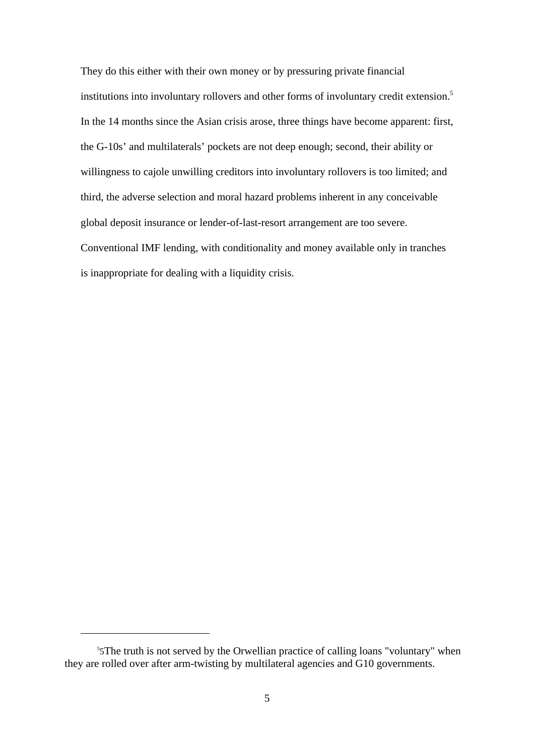They do this either with their own money or by pressuring private financial institutions into involuntary rollovers and other forms of involuntary credit extension.[5] In the 14 months since the Asian crisis arose, three things have become apparent: first, the G-10s' and multilaterals' pockets are not deep enough; second, their ability or willingness to cajole unwilling creditors into involuntary rollovers is too limited; and third, the adverse selection and moral hazard problems inherent in any conceivable global deposit insurance or lender-of-last-resort arrangement are too severe. Conventional IMF lending, with conditionality and money available only in tranches is inappropriate for dealing with a liquidity crisis.

---

[5] 5The truth is not served by the Orwellian practice of calling loans "voluntary" when they are rolled over after arm-twisting by multilateral agencies and G10 governments.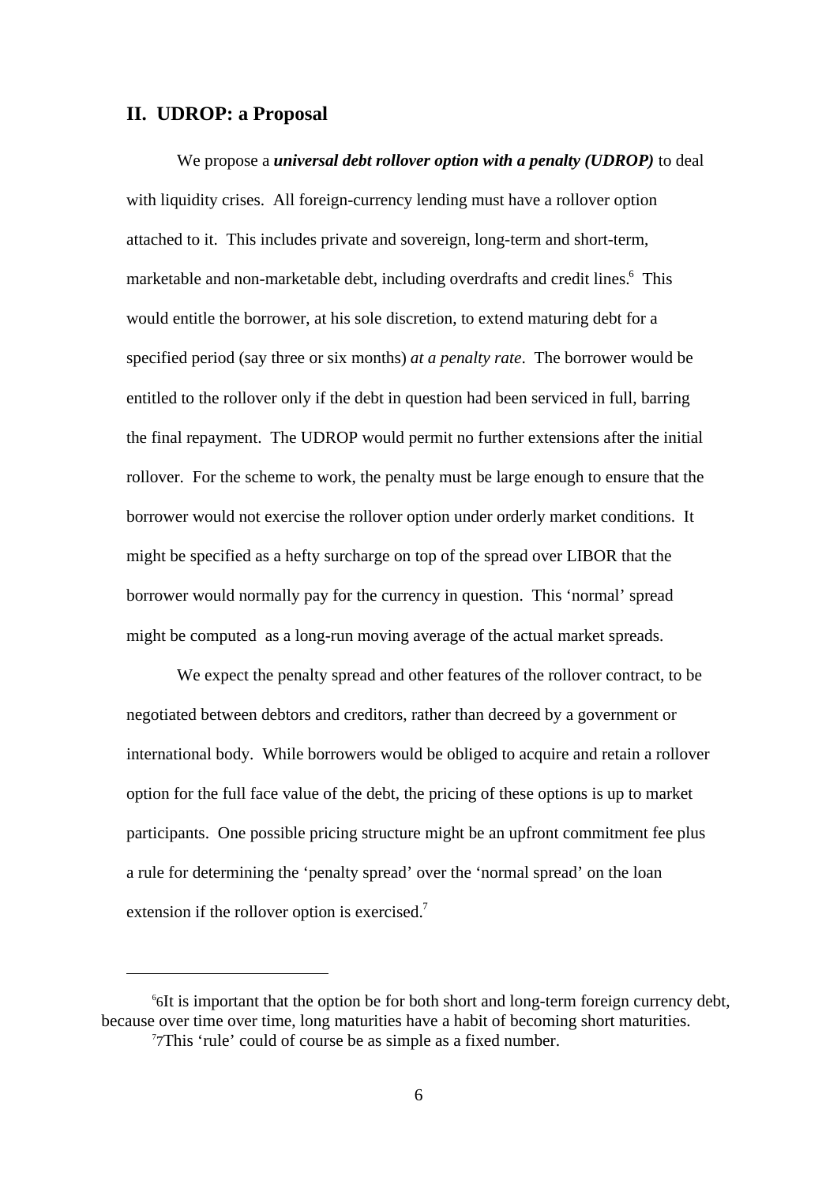## II. UDROP: a Proposal

We propose a ***universal debt rollover option with a penalty (UDROP)*** to deal with liquidity crises. All foreign-currency lending must have a rollover option attached to it. This includes private and sovereign, long-term and short-term, marketable and non-marketable debt, including overdrafts and credit lines.[6] This would entitle the borrower, at his sole discretion, to extend maturing debt for a specified period (say three or six months) *at a penalty rate*. The borrower would be entitled to the rollover only if the debt in question had been serviced in full, barring the final repayment. The UDROP would permit no further extensions after the initial rollover. For the scheme to work, the penalty must be large enough to ensure that the borrower would not exercise the rollover option under orderly market conditions. It might be specified as a hefty surcharge on top of the spread over LIBOR that the borrower would normally pay for the currency in question. This 'normal' spread might be computed as a long-run moving average of the actual market spreads.

We expect the penalty spread and other features of the rollover contract, to be negotiated between debtors and creditors, rather than decreed by a government or international body. While borrowers would be obliged to acquire and retain a rollover option for the full face value of the debt, the pricing of these options is up to market participants. One possible pricing structure might be an upfront commitment fee plus a rule for determining the 'penalty spread' over the 'normal spread' on the loan extension if the rollover option is exercised.[7]

---

[6] 6It is important that the option be for both short and long-term foreign currency debt, because over time over time, long maturities have a habit of becoming short maturities.

[7] 7This 'rule' could of course be as simple as a fixed number.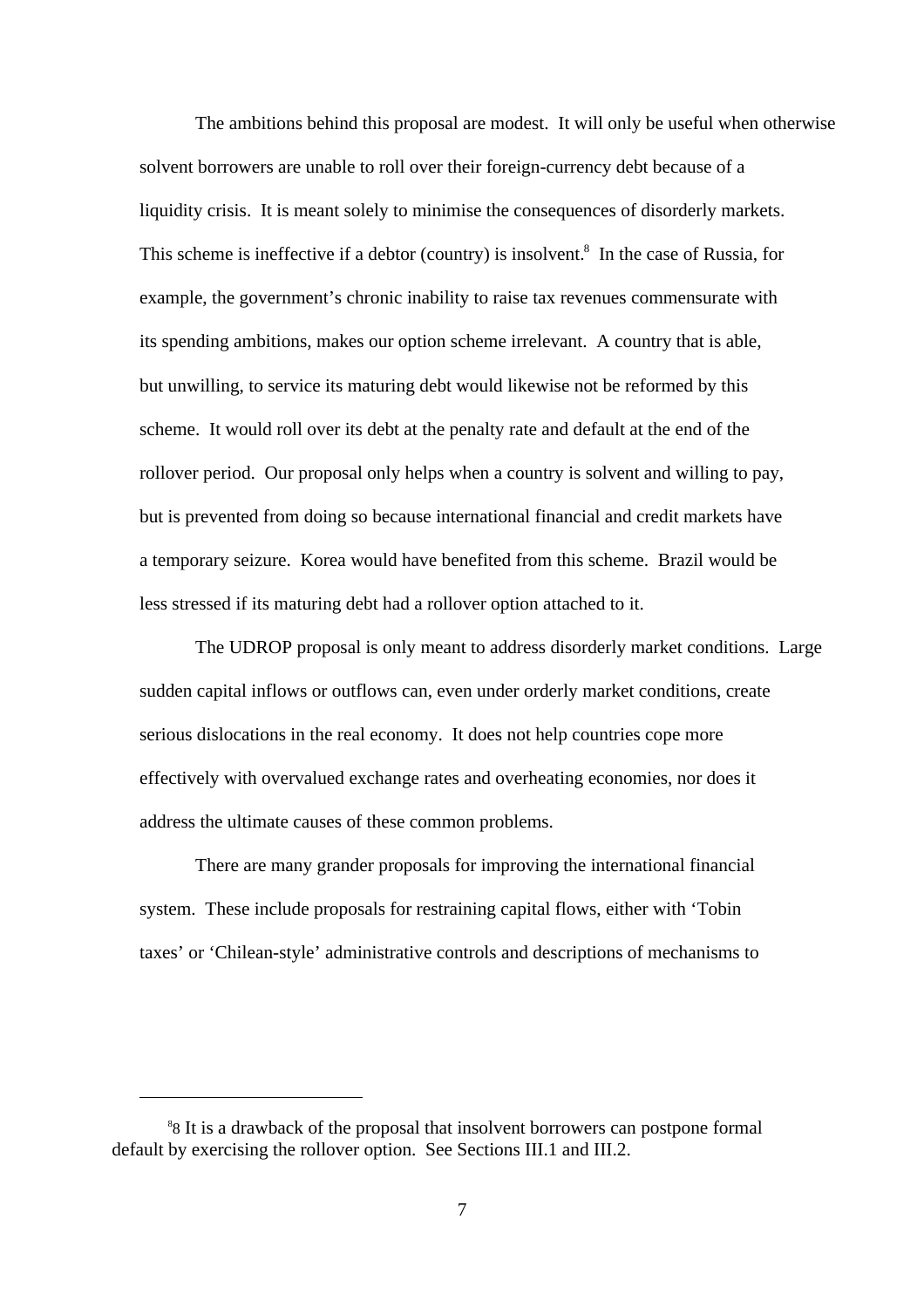The ambitions behind this proposal are modest. It will only be useful when otherwise solvent borrowers are unable to roll over their foreign-currency debt because of a liquidity crisis. It is meant solely to minimise the consequences of disorderly markets. This scheme is ineffective if a debtor (country) is insolvent.[8] In the case of Russia, for example, the government's chronic inability to raise tax revenues commensurate with its spending ambitions, makes our option scheme irrelevant. A country that is able, but unwilling, to service its maturing debt would likewise not be reformed by this scheme. It would roll over its debt at the penalty rate and default at the end of the rollover period. Our proposal only helps when a country is solvent and willing to pay, but is prevented from doing so because international financial and credit markets have a temporary seizure. Korea would have benefited from this scheme. Brazil would be less stressed if its maturing debt had a rollover option attached to it.

The UDROP proposal is only meant to address disorderly market conditions. Large sudden capital inflows or outflows can, even under orderly market conditions, create serious dislocations in the real economy. It does not help countries cope more effectively with overvalued exchange rates and overheating economies, nor does it address the ultimate causes of these common problems.

There are many grander proposals for improving the international financial system. These include proposals for restraining capital flows, either with 'Tobin taxes' or 'Chilean-style' administrative controls and descriptions of mechanisms to

---

[8] 8 It is a drawback of the proposal that insolvent borrowers can postpone formal default by exercising the rollover option. See Sections III.1 and III.2.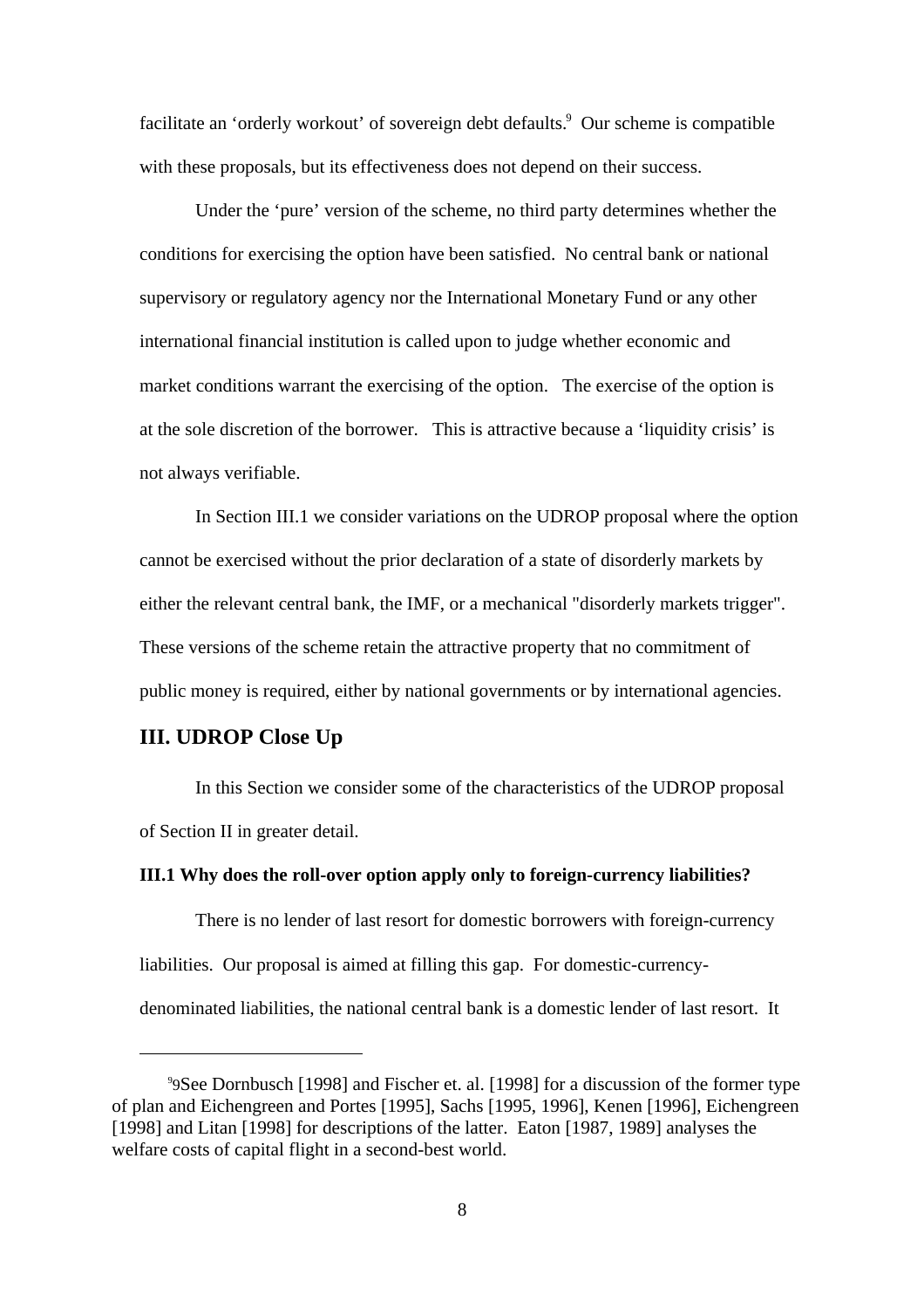facilitate an 'orderly workout' of sovereign debt defaults.[9] Our scheme is compatible with these proposals, but its effectiveness does not depend on their success.

Under the 'pure' version of the scheme, no third party determines whether the conditions for exercising the option have been satisfied. No central bank or national supervisory or regulatory agency nor the International Monetary Fund or any other international financial institution is called upon to judge whether economic and market conditions warrant the exercising of the option. The exercise of the option is at the sole discretion of the borrower. This is attractive because a 'liquidity crisis' is not always verifiable.

In Section III.1 we consider variations on the UDROP proposal where the option cannot be exercised without the prior declaration of a state of disorderly markets by either the relevant central bank, the IMF, or a mechanical "disorderly markets trigger". These versions of the scheme retain the attractive property that no commitment of public money is required, either by national governments or by international agencies.

## III. UDROP Close Up

In this Section we consider some of the characteristics of the UDROP proposal of Section II in greater detail.

### III.1 Why does the roll-over option apply only to foreign-currency liabilities?

There is no lender of last resort for domestic borrowers with foreign-currency liabilities. Our proposal is aimed at filling this gap. For domestic-currency-denominated liabilities, the national central bank is a domestic lender of last resort. It

---

[9] 9See Dornbusch [1998] and Fischer et. al. [1998] for a discussion of the former type of plan and Eichengreen and Portes [1995], Sachs [1995, 1996], Kenen [1996], Eichengreen [1998] and Litan [1998] for descriptions of the latter. Eaton [1987, 1989] analyses the welfare costs of capital flight in a second-best world.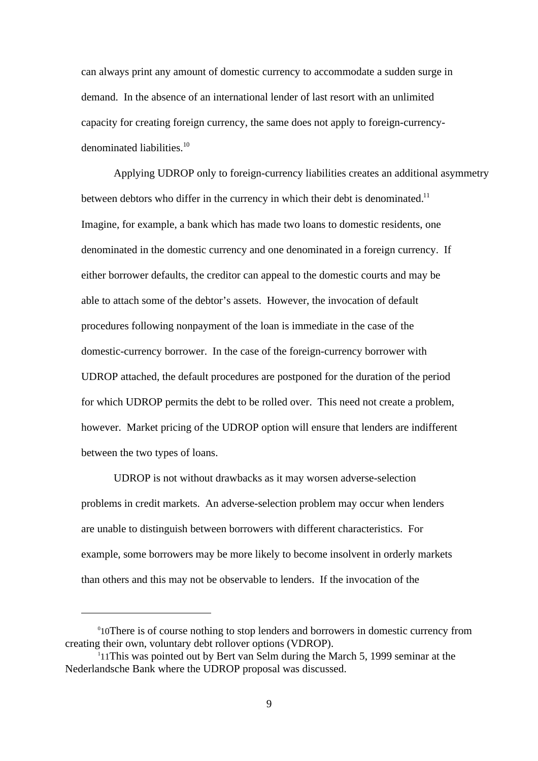can always print any amount of domestic currency to accommodate a sudden surge in demand. In the absence of an international lender of last resort with an unlimited capacity for creating foreign currency, the same does not apply to foreign-currency-denominated liabilities.[10]

Applying UDROP only to foreign-currency liabilities creates an additional asymmetry between debtors who differ in the currency in which their debt is denominated.[11] Imagine, for example, a bank which has made two loans to domestic residents, one denominated in the domestic currency and one denominated in a foreign currency. If either borrower defaults, the creditor can appeal to the domestic courts and may be able to attach some of the debtor's assets. However, the invocation of default procedures following nonpayment of the loan is immediate in the case of the domestic-currency borrower. In the case of the foreign-currency borrower with UDROP attached, the default procedures are postponed for the duration of the period for which UDROP permits the debt to be rolled over. This need not create a problem, however. Market pricing of the UDROP option will ensure that lenders are indifferent between the two types of loans.

UDROP is not without drawbacks as it may worsen adverse-selection problems in credit markets. An adverse-selection problem may occur when lenders are unable to distinguish between borrowers with different characteristics. For example, some borrowers may be more likely to become insolvent in orderly markets than others and this may not be observable to lenders. If the invocation of the

---

[10] There is of course nothing to stop lenders and borrowers in domestic currency from creating their own, voluntary debt rollover options (VDROP).

[11] This was pointed out by Bert van Selm during the March 5, 1999 seminar at the Nederlandsche Bank where the UDROP proposal was discussed.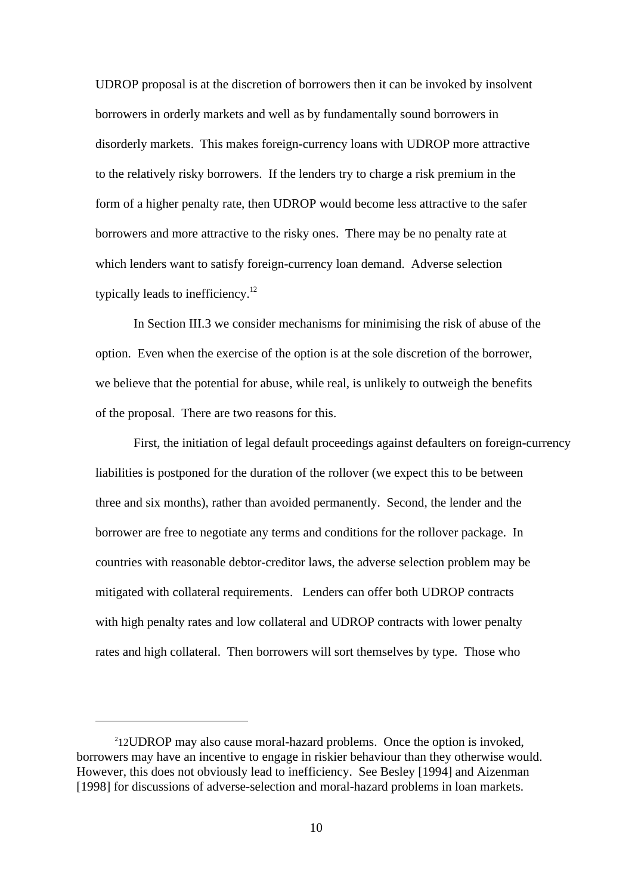UDROP proposal is at the discretion of borrowers then it can be invoked by insolvent borrowers in orderly markets and well as by fundamentally sound borrowers in disorderly markets. This makes foreign-currency loans with UDROP more attractive to the relatively risky borrowers. If the lenders try to charge a risk premium in the form of a higher penalty rate, then UDROP would become less attractive to the safer borrowers and more attractive to the risky ones. There may be no penalty rate at which lenders want to satisfy foreign-currency loan demand. Adverse selection typically leads to inefficiency.[12]

In Section III.3 we consider mechanisms for minimising the risk of abuse of the option. Even when the exercise of the option is at the sole discretion of the borrower, we believe that the potential for abuse, while real, is unlikely to outweigh the benefits of the proposal. There are two reasons for this.

First, the initiation of legal default proceedings against defaulters on foreign-currency liabilities is postponed for the duration of the rollover (we expect this to be between three and six months), rather than avoided permanently. Second, the lender and the borrower are free to negotiate any terms and conditions for the rollover package. In countries with reasonable debtor-creditor laws, the adverse selection problem may be mitigated with collateral requirements. Lenders can offer both UDROP contracts with high penalty rates and low collateral and UDROP contracts with lower penalty rates and high collateral. Then borrowers will sort themselves by type. Those who

---

[12] UDROP may also cause moral-hazard problems. Once the option is invoked, borrowers may have an incentive to engage in riskier behaviour than they otherwise would. However, this does not obviously lead to inefficiency. See Besley [1994] and Aizenman [1998] for discussions of adverse-selection and moral-hazard problems in loan markets.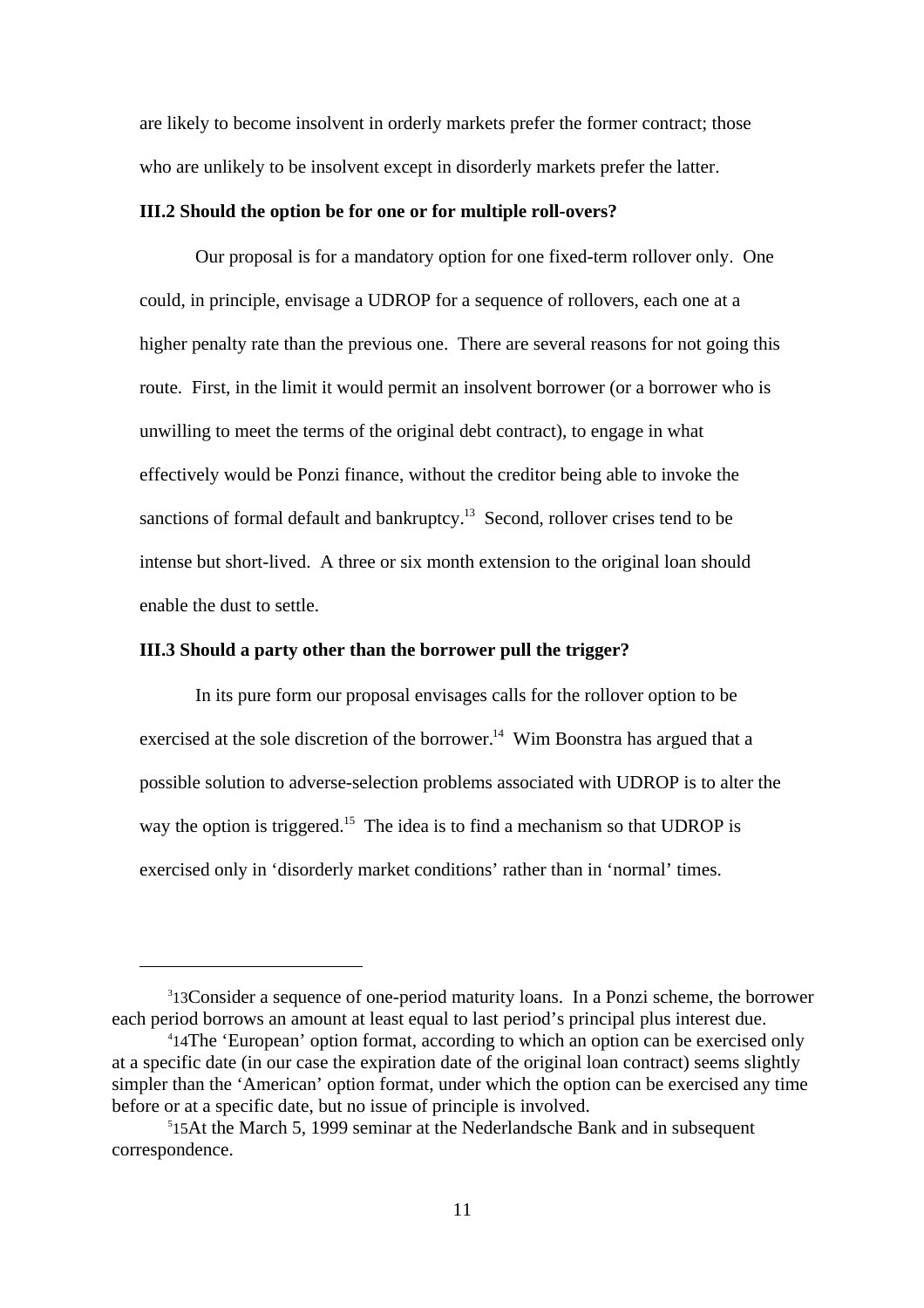are likely to become insolvent in orderly markets prefer the former contract; those who are unlikely to be insolvent except in disorderly markets prefer the latter.

### III.2 Should the option be for one or for multiple roll-overs?

Our proposal is for a mandatory option for one fixed-term rollover only. One could, in principle, envisage a UDROP for a sequence of rollovers, each one at a higher penalty rate than the previous one. There are several reasons for not going this route. First, in the limit it would permit an insolvent borrower (or a borrower who is unwilling to meet the terms of the original debt contract), to engage in what effectively would be Ponzi finance, without the creditor being able to invoke the sanctions of formal default and bankruptcy.[13] Second, rollover crises tend to be intense but short-lived. A three or six month extension to the original loan should enable the dust to settle.

### III.3 Should a party other than the borrower pull the trigger?

In its pure form our proposal envisages calls for the rollover option to be exercised at the sole discretion of the borrower.[14] Wim Boonstra has argued that a possible solution to adverse-selection problems associated with UDROP is to alter the way the option is triggered.[15] The idea is to find a mechanism so that UDROP is exercised only in 'disorderly market conditions' rather than in 'normal' times.

---

[3]13Consider a sequence of one-period maturity loans. In a Ponzi scheme, the borrower each period borrows an amount at least equal to last period's principal plus interest due.

[4]14The 'European' option format, according to which an option can be exercised only at a specific date (in our case the expiration date of the original loan contract) seems slightly simpler than the 'American' option format, under which the option can be exercised any time before or at a specific date, but no issue of principle is involved.

[5]15At the March 5, 1999 seminar at the Nederlandsche Bank and in subsequent correspondence.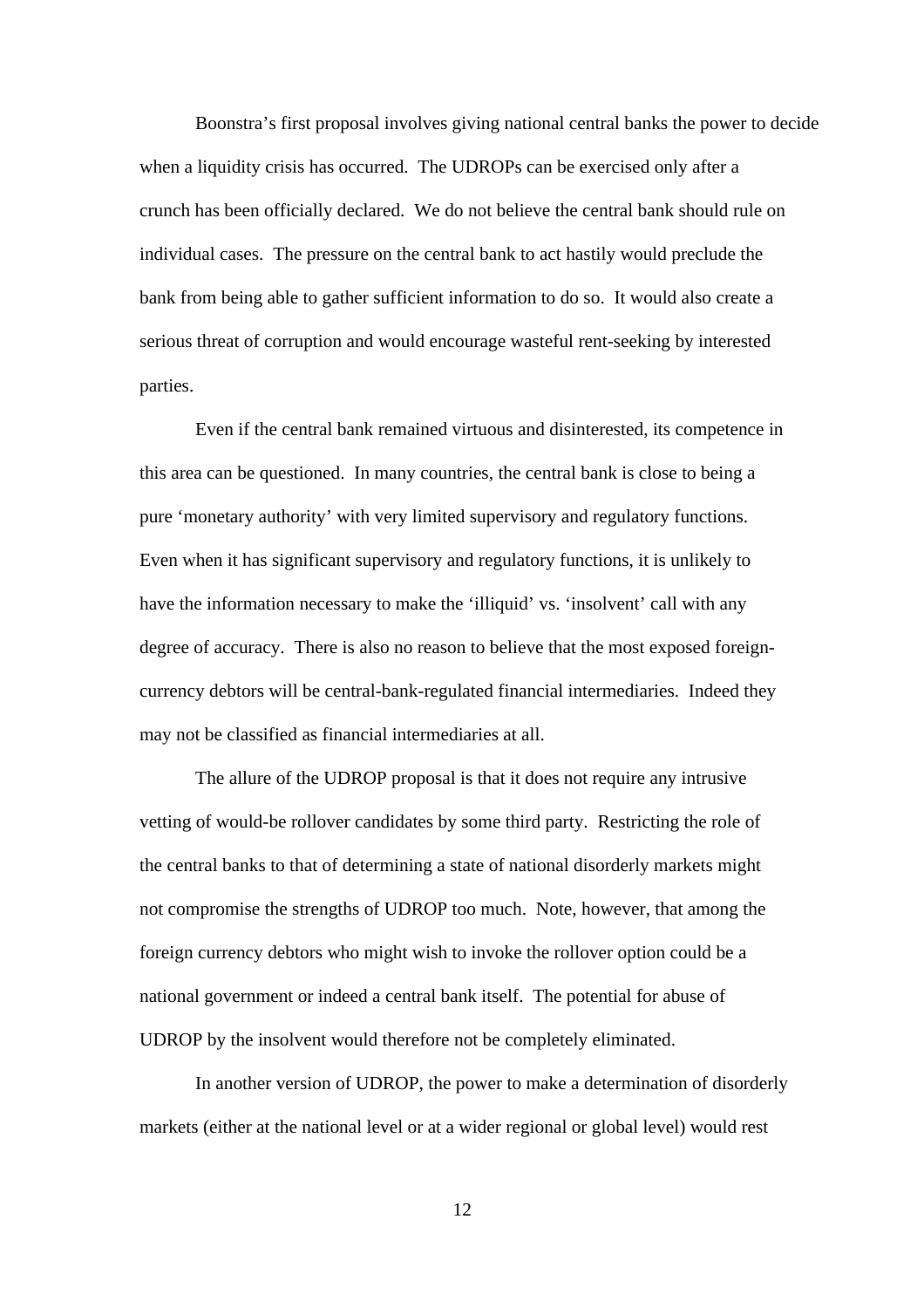Boonstra's first proposal involves giving national central banks the power to decide when a liquidity crisis has occurred. The UDROPs can be exercised only after a crunch has been officially declared. We do not believe the central bank should rule on individual cases. The pressure on the central bank to act hastily would preclude the bank from being able to gather sufficient information to do so. It would also create a serious threat of corruption and would encourage wasteful rent-seeking by interested parties.

Even if the central bank remained virtuous and disinterested, its competence in this area can be questioned. In many countries, the central bank is close to being a pure 'monetary authority' with very limited supervisory and regulatory functions. Even when it has significant supervisory and regulatory functions, it is unlikely to have the information necessary to make the 'illiquid' vs. 'insolvent' call with any degree of accuracy. There is also no reason to believe that the most exposed foreign-currency debtors will be central-bank-regulated financial intermediaries. Indeed they may not be classified as financial intermediaries at all.

The allure of the UDROP proposal is that it does not require any intrusive vetting of would-be rollover candidates by some third party. Restricting the role of the central banks to that of determining a state of national disorderly markets might not compromise the strengths of UDROP too much. Note, however, that among the foreign currency debtors who might wish to invoke the rollover option could be a national government or indeed a central bank itself. The potential for abuse of UDROP by the insolvent would therefore not be completely eliminated.

In another version of UDROP, the power to make a determination of disorderly markets (either at the national level or at a wider regional or global level) would rest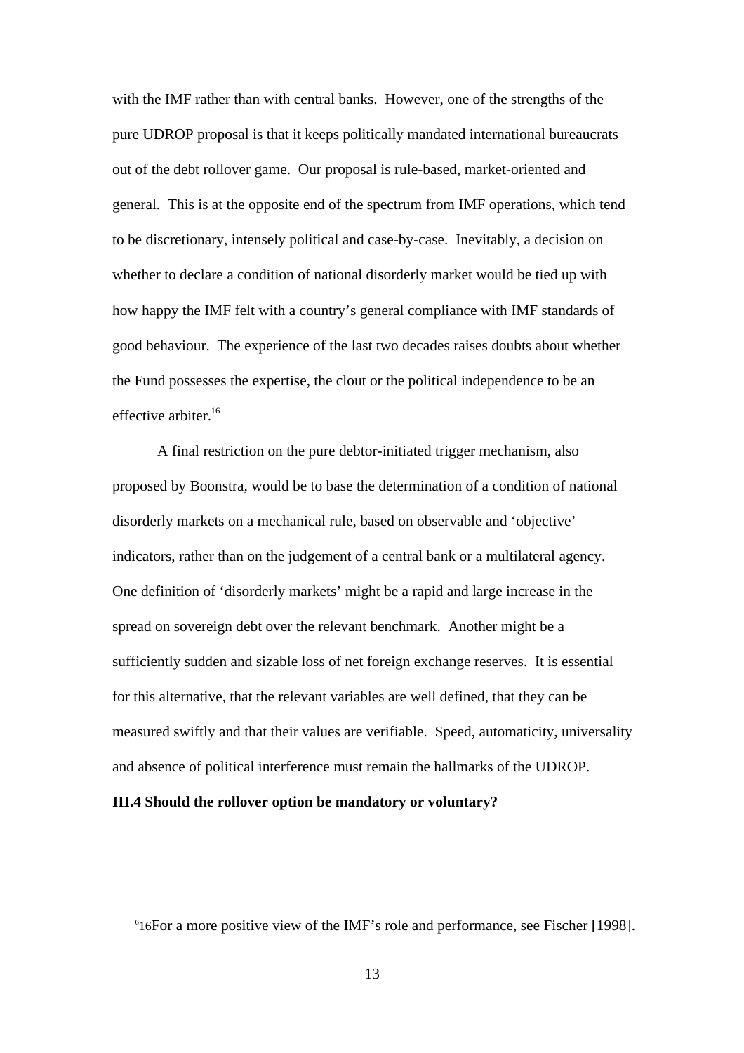with the IMF rather than with central banks. However, one of the strengths of the pure UDROP proposal is that it keeps politically mandated international bureaucrats out of the debt rollover game. Our proposal is rule-based, market-oriented and general. This is at the opposite end of the spectrum from IMF operations, which tend to be discretionary, intensely political and case-by-case. Inevitably, a decision on whether to declare a condition of national disorderly market would be tied up with how happy the IMF felt with a country's general compliance with IMF standards of good behaviour. The experience of the last two decades raises doubts about whether the Fund possesses the expertise, the clout or the political independence to be an effective arbiter.[16]

A final restriction on the pure debtor-initiated trigger mechanism, also proposed by Boonstra, would be to base the determination of a condition of national disorderly markets on a mechanical rule, based on observable and 'objective' indicators, rather than on the judgement of a central bank or a multilateral agency. One definition of 'disorderly markets' might be a rapid and large increase in the spread on sovereign debt over the relevant benchmark. Another might be a sufficiently sudden and sizable loss of net foreign exchange reserves. It is essential for this alternative, that the relevant variables are well defined, that they can be measured swiftly and that their values are verifiable. Speed, automaticity, universality and absence of political interference must remain the hallmarks of the UDROP.

**III.4 Should the rollover option be mandatory or voluntary?**

---

[16] For a more positive view of the IMF's role and performance, see Fischer [1998].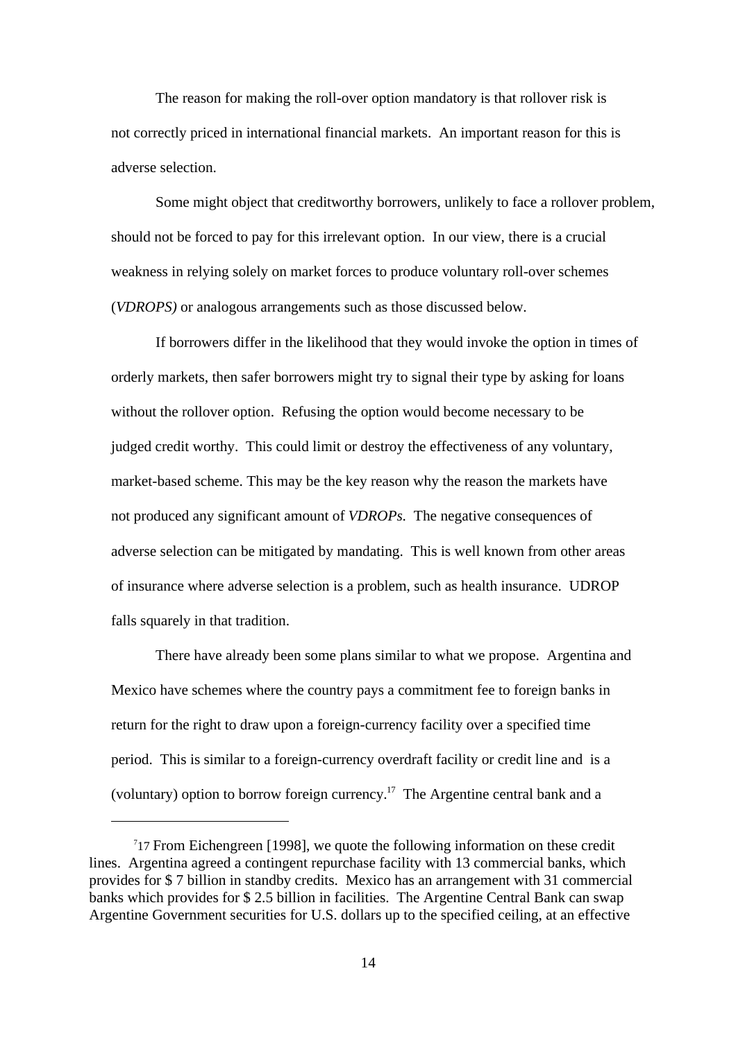The reason for making the roll-over option mandatory is that rollover risk is not correctly priced in international financial markets. An important reason for this is adverse selection.

Some might object that creditworthy borrowers, unlikely to face a rollover problem, should not be forced to pay for this irrelevant option. In our view, there is a crucial weakness in relying solely on market forces to produce voluntary roll-over schemes (*VDROPS)* or analogous arrangements such as those discussed below.

If borrowers differ in the likelihood that they would invoke the option in times of orderly markets, then safer borrowers might try to signal their type by asking for loans without the rollover option. Refusing the option would become necessary to be judged credit worthy. This could limit or destroy the effectiveness of any voluntary, market-based scheme. This may be the key reason why the reason the markets have not produced any significant amount of *VDROPs.* The negative consequences of adverse selection can be mitigated by mandating. This is well known from other areas of insurance where adverse selection is a problem, such as health insurance. UDROP falls squarely in that tradition.

There have already been some plans similar to what we propose. Argentina and Mexico have schemes where the country pays a commitment fee to foreign banks in return for the right to draw upon a foreign-currency facility over a specified time period. This is similar to a foreign-currency overdraft facility or credit line and is a (voluntary) option to borrow foreign currency.[17] The Argentine central bank and a

---

[7]17 From Eichengreen [1998], we quote the following information on these credit lines. Argentina agreed a contingent repurchase facility with 13 commercial banks, which provides for $ 7 billion in standby credits. Mexico has an arrangement with 31 commercial banks which provides for $ 2.5 billion in facilities. The Argentine Central Bank can swap Argentine Government securities for U.S. dollars up to the specified ceiling, at an effective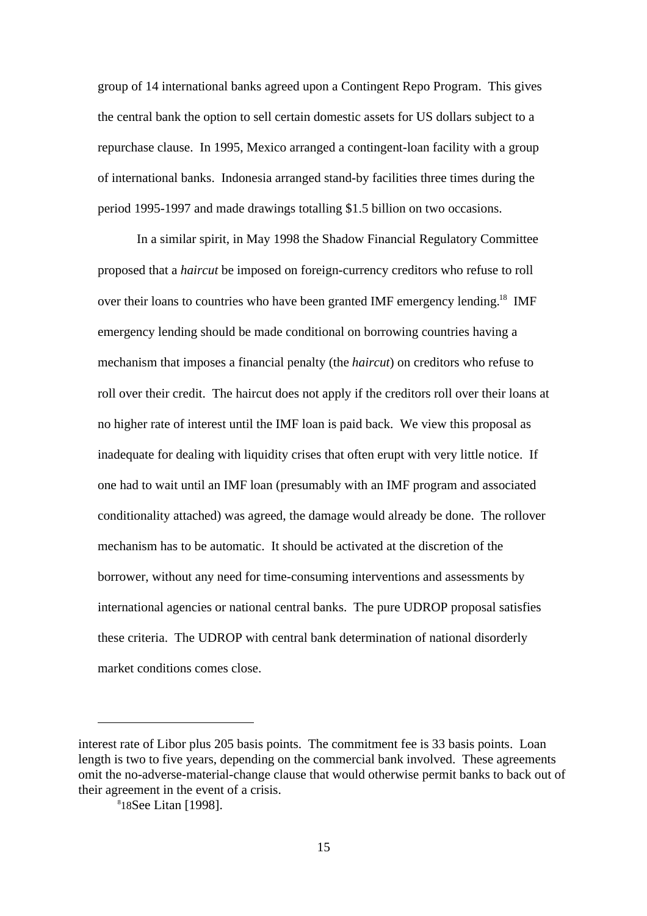group of 14 international banks agreed upon a Contingent Repo Program. This gives the central bank the option to sell certain domestic assets for US dollars subject to a repurchase clause. In 1995, Mexico arranged a contingent-loan facility with a group of international banks. Indonesia arranged stand-by facilities three times during the period 1995-1997 and made drawings totalling $1.5 billion on two occasions.

In a similar spirit, in May 1998 the Shadow Financial Regulatory Committee proposed that a *haircut* be imposed on foreign-currency creditors who refuse to roll over their loans to countries who have been granted IMF emergency lending.[18] IMF emergency lending should be made conditional on borrowing countries having a mechanism that imposes a financial penalty (the *haircut*) on creditors who refuse to roll over their credit. The haircut does not apply if the creditors roll over their loans at no higher rate of interest until the IMF loan is paid back. We view this proposal as inadequate for dealing with liquidity crises that often erupt with very little notice. If one had to wait until an IMF loan (presumably with an IMF program and associated conditionality attached) was agreed, the damage would already be done. The rollover mechanism has to be automatic. It should be activated at the discretion of the borrower, without any need for time-consuming interventions and assessments by international agencies or national central banks. The pure UDROP proposal satisfies these criteria. The UDROP with central bank determination of national disorderly market conditions comes close.

---

interest rate of Libor plus 205 basis points. The commitment fee is 33 basis points. Loan length is two to five years, depending on the commercial bank involved. These agreements omit the no-adverse-material-change clause that would otherwise permit banks to back out of their agreement in the event of a crisis.

[18] See Litan [1998].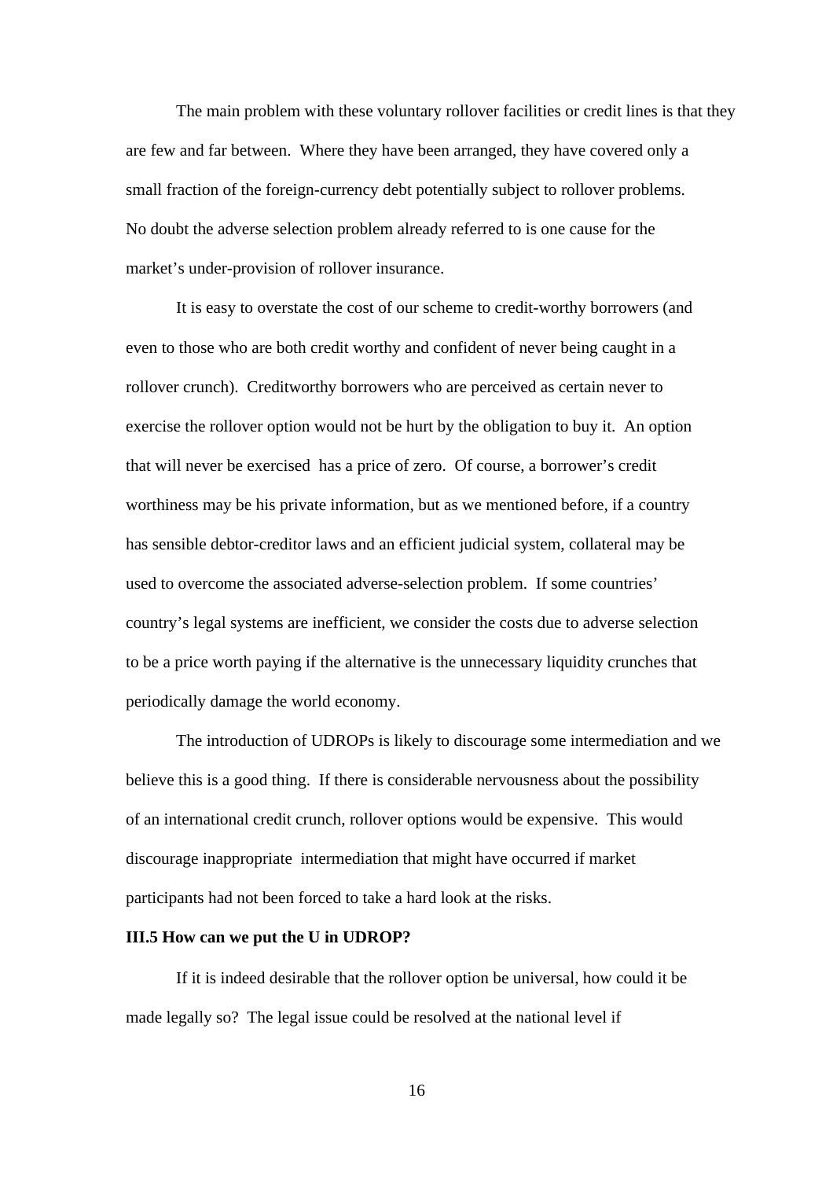The main problem with these voluntary rollover facilities or credit lines is that they are few and far between. Where they have been arranged, they have covered only a small fraction of the foreign-currency debt potentially subject to rollover problems. No doubt the adverse selection problem already referred to is one cause for the market's under-provision of rollover insurance.

It is easy to overstate the cost of our scheme to credit-worthy borrowers (and even to those who are both credit worthy and confident of never being caught in a rollover crunch). Creditworthy borrowers who are perceived as certain never to exercise the rollover option would not be hurt by the obligation to buy it. An option that will never be exercised has a price of zero. Of course, a borrower's credit worthiness may be his private information, but as we mentioned before, if a country has sensible debtor-creditor laws and an efficient judicial system, collateral may be used to overcome the associated adverse-selection problem. If some countries' country's legal systems are inefficient, we consider the costs due to adverse selection to be a price worth paying if the alternative is the unnecessary liquidity crunches that periodically damage the world economy.

The introduction of UDROPs is likely to discourage some intermediation and we believe this is a good thing. If there is considerable nervousness about the possibility of an international credit crunch, rollover options would be expensive. This would discourage inappropriate intermediation that might have occurred if market participants had not been forced to take a hard look at the risks.

### III.5 How can we put the U in UDROP?

If it is indeed desirable that the rollover option be universal, how could it be made legally so? The legal issue could be resolved at the national level if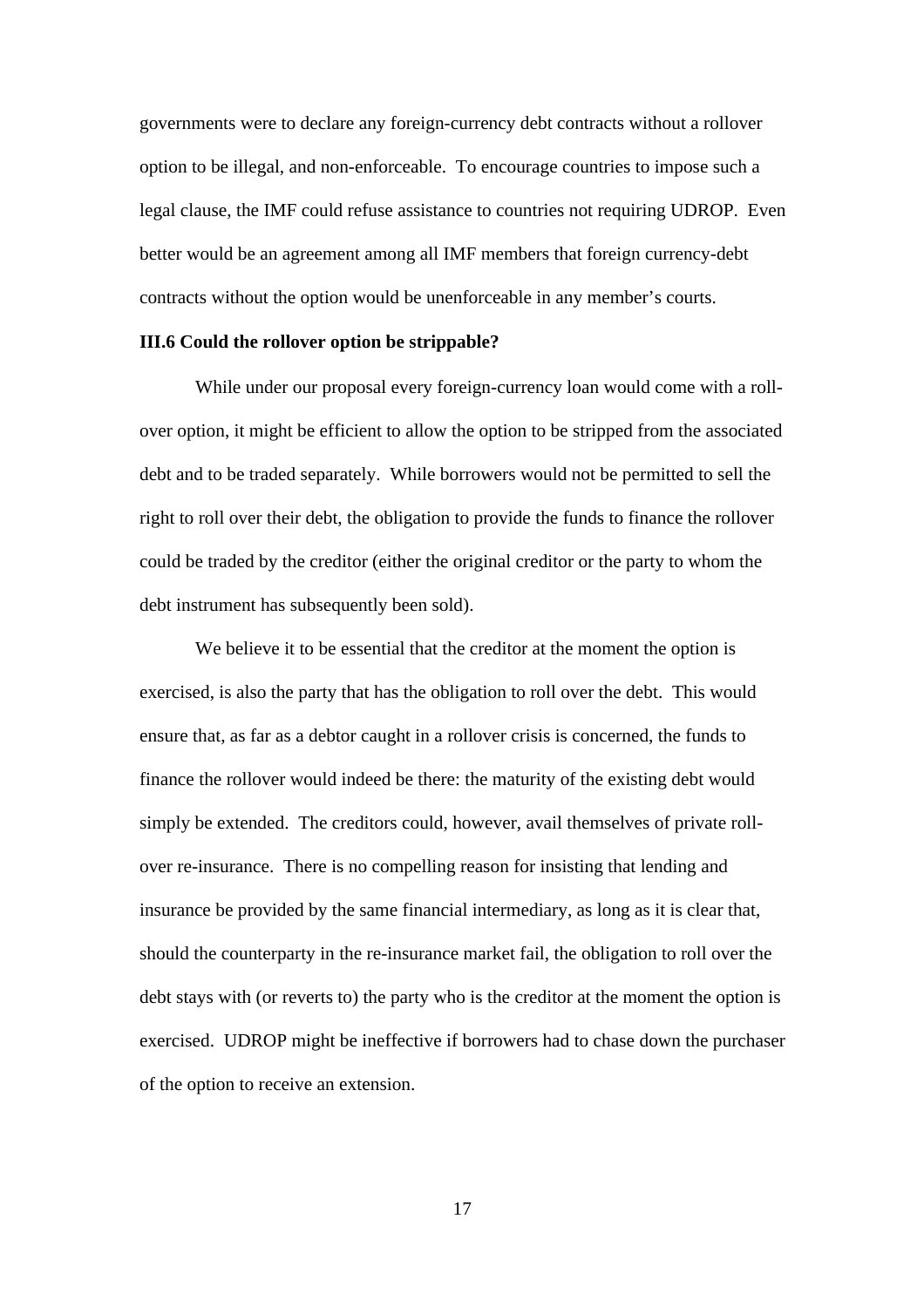governments were to declare any foreign-currency debt contracts without a rollover option to be illegal, and non-enforceable. To encourage countries to impose such a legal clause, the IMF could refuse assistance to countries not requiring UDROP. Even better would be an agreement among all IMF members that foreign currency-debt contracts without the option would be unenforceable in any member's courts.

### III.6 Could the rollover option be strippable?

While under our proposal every foreign-currency loan would come with a roll-over option, it might be efficient to allow the option to be stripped from the associated debt and to be traded separately. While borrowers would not be permitted to sell the right to roll over their debt, the obligation to provide the funds to finance the rollover could be traded by the creditor (either the original creditor or the party to whom the debt instrument has subsequently been sold).

We believe it to be essential that the creditor at the moment the option is exercised, is also the party that has the obligation to roll over the debt. This would ensure that, as far as a debtor caught in a rollover crisis is concerned, the funds to finance the rollover would indeed be there: the maturity of the existing debt would simply be extended. The creditors could, however, avail themselves of private roll-over re-insurance. There is no compelling reason for insisting that lending and insurance be provided by the same financial intermediary, as long as it is clear that, should the counterparty in the re-insurance market fail, the obligation to roll over the debt stays with (or reverts to) the party who is the creditor at the moment the option is exercised. UDROP might be ineffective if borrowers had to chase down the purchaser of the option to receive an extension.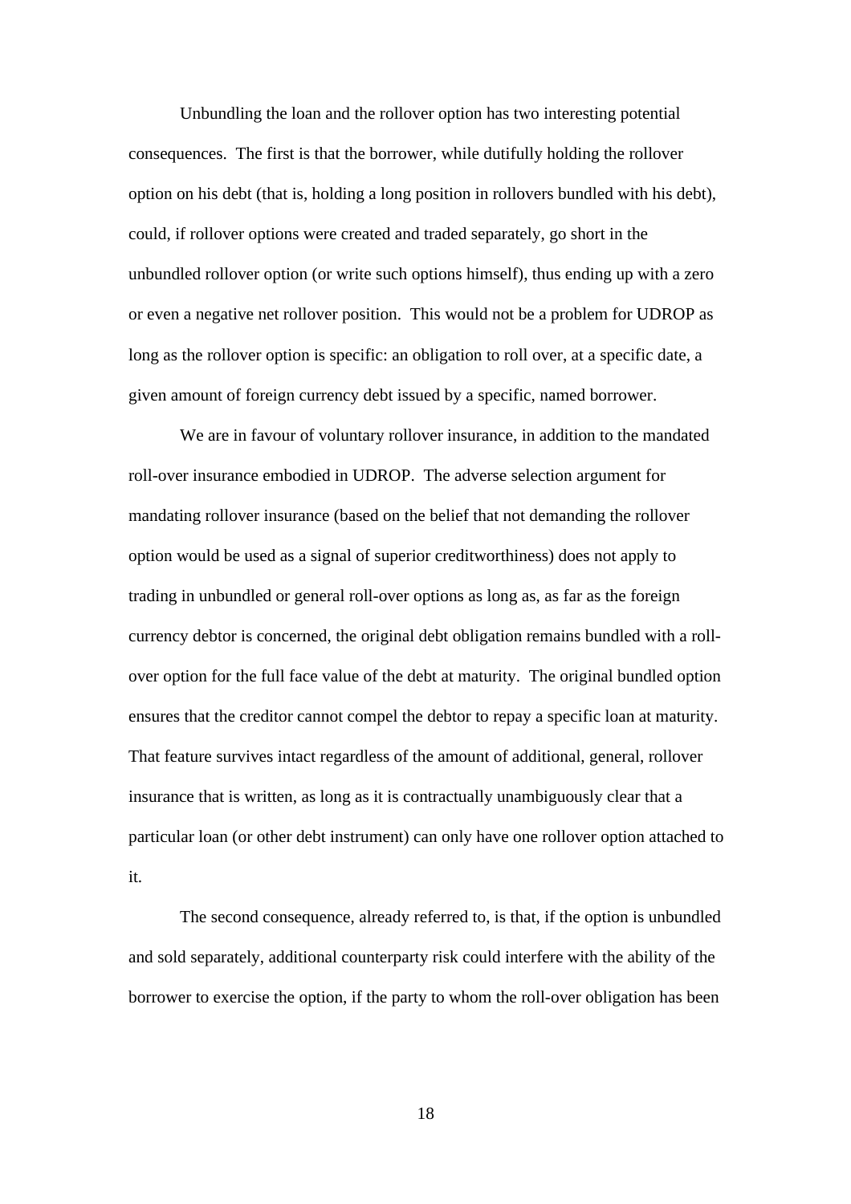Unbundling the loan and the rollover option has two interesting potential consequences. The first is that the borrower, while dutifully holding the rollover option on his debt (that is, holding a long position in rollovers bundled with his debt), could, if rollover options were created and traded separately, go short in the unbundled rollover option (or write such options himself), thus ending up with a zero or even a negative net rollover position. This would not be a problem for UDROP as long as the rollover option is specific: an obligation to roll over, at a specific date, a given amount of foreign currency debt issued by a specific, named borrower.

We are in favour of voluntary rollover insurance, in addition to the mandated roll-over insurance embodied in UDROP. The adverse selection argument for mandating rollover insurance (based on the belief that not demanding the rollover option would be used as a signal of superior creditworthiness) does not apply to trading in unbundled or general roll-over options as long as, as far as the foreign currency debtor is concerned, the original debt obligation remains bundled with a roll-over option for the full face value of the debt at maturity. The original bundled option ensures that the creditor cannot compel the debtor to repay a specific loan at maturity. That feature survives intact regardless of the amount of additional, general, rollover insurance that is written, as long as it is contractually unambiguously clear that a particular loan (or other debt instrument) can only have one rollover option attached to it.

The second consequence, already referred to, is that, if the option is unbundled and sold separately, additional counterparty risk could interfere with the ability of the borrower to exercise the option, if the party to whom the roll-over obligation has been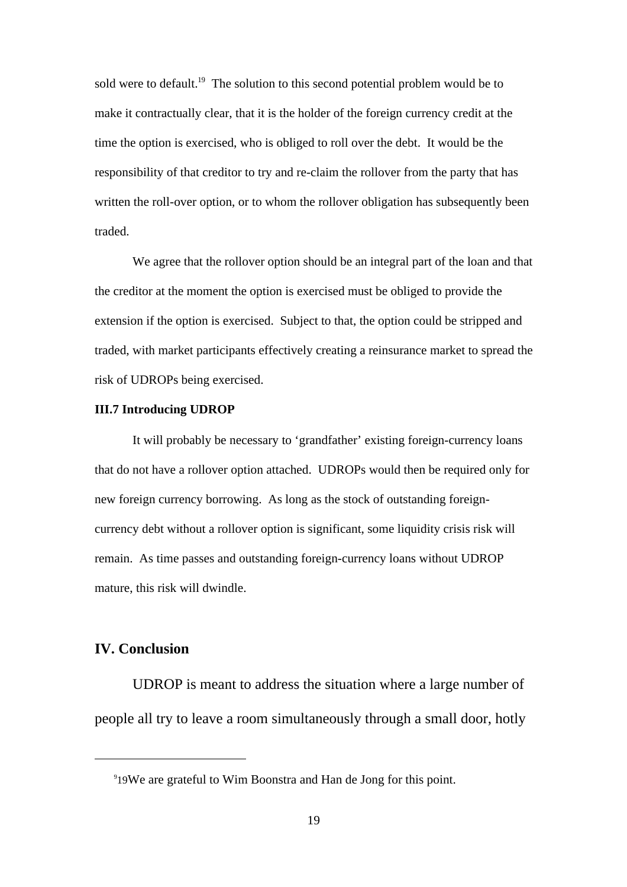sold were to default.[19] The solution to this second potential problem would be to make it contractually clear, that it is the holder of the foreign currency credit at the time the option is exercised, who is obliged to roll over the debt. It would be the responsibility of that creditor to try and re-claim the rollover from the party that has written the roll-over option, or to whom the rollover obligation has subsequently been traded.

We agree that the rollover option should be an integral part of the loan and that the creditor at the moment the option is exercised must be obliged to provide the extension if the option is exercised. Subject to that, the option could be stripped and traded, with market participants effectively creating a reinsurance market to spread the risk of UDROPs being exercised.

### III.7 Introducing UDROP

It will probably be necessary to 'grandfather' existing foreign-currency loans that do not have a rollover option attached. UDROPs would then be required only for new foreign currency borrowing. As long as the stock of outstanding foreign-currency debt without a rollover option is significant, some liquidity crisis risk will remain. As time passes and outstanding foreign-currency loans without UDROP mature, this risk will dwindle.

## IV. Conclusion

UDROP is meant to address the situation where a large number of people all try to leave a room simultaneously through a small door, hotly

---

[19] We are grateful to Wim Boonstra and Han de Jong for this point.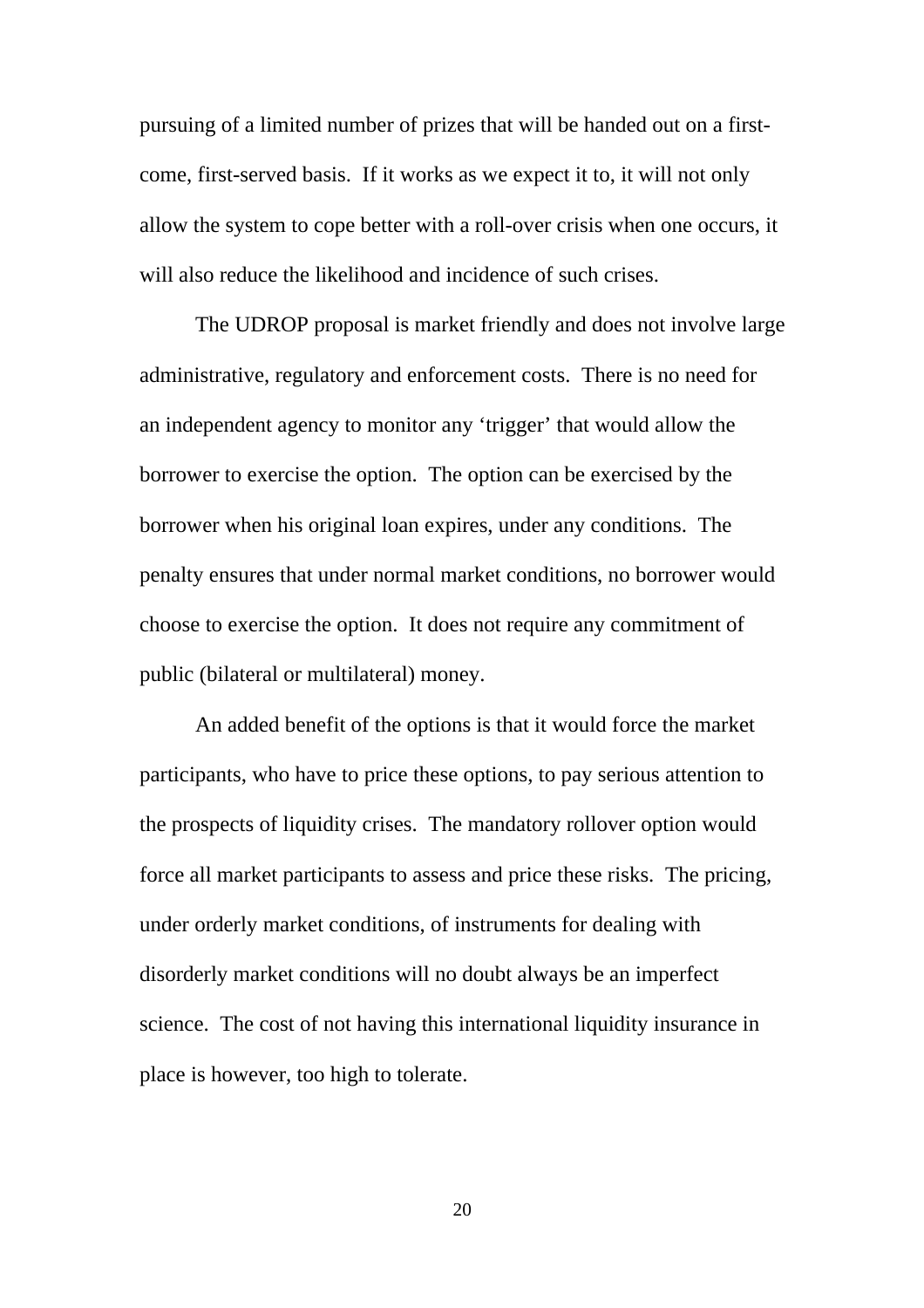pursuing of a limited number of prizes that will be handed out on a first-come, first-served basis. If it works as we expect it to, it will not only allow the system to cope better with a roll-over crisis when one occurs, it will also reduce the likelihood and incidence of such crises.

The UDROP proposal is market friendly and does not involve large administrative, regulatory and enforcement costs. There is no need for an independent agency to monitor any 'trigger' that would allow the borrower to exercise the option. The option can be exercised by the borrower when his original loan expires, under any conditions. The penalty ensures that under normal market conditions, no borrower would choose to exercise the option. It does not require any commitment of public (bilateral or multilateral) money.

An added benefit of the options is that it would force the market participants, who have to price these options, to pay serious attention to the prospects of liquidity crises. The mandatory rollover option would force all market participants to assess and price these risks. The pricing, under orderly market conditions, of instruments for dealing with disorderly market conditions will no doubt always be an imperfect science. The cost of not having this international liquidity insurance in place is however, too high to tolerate.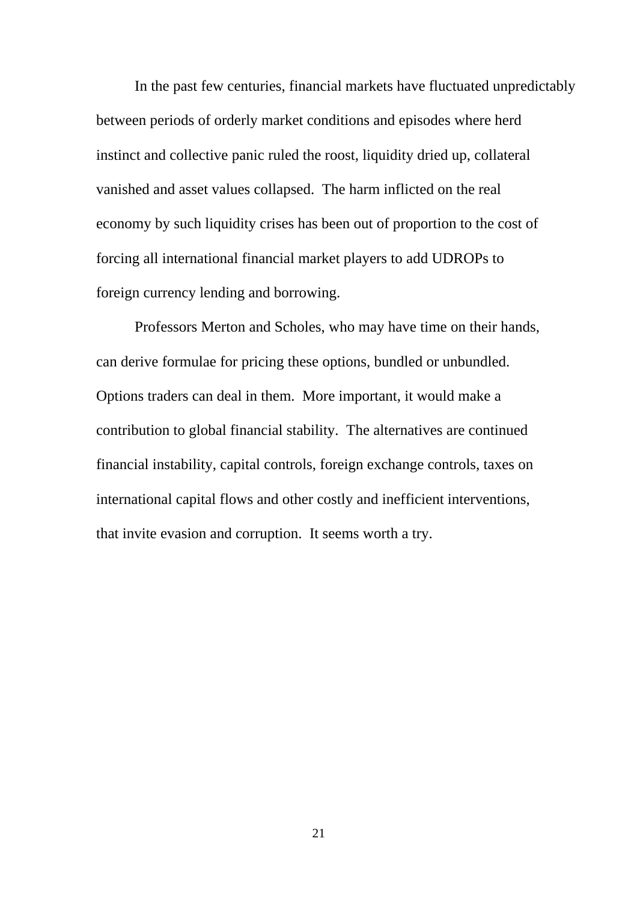In the past few centuries, financial markets have fluctuated unpredictably between periods of orderly market conditions and episodes where herd instinct and collective panic ruled the roost, liquidity dried up, collateral vanished and asset values collapsed. The harm inflicted on the real economy by such liquidity crises has been out of proportion to the cost of forcing all international financial market players to add UDROPs to foreign currency lending and borrowing.

Professors Merton and Scholes, who may have time on their hands, can derive formulae for pricing these options, bundled or unbundled. Options traders can deal in them. More important, it would make a contribution to global financial stability. The alternatives are continued financial instability, capital controls, foreign exchange controls, taxes on international capital flows and other costly and inefficient interventions, that invite evasion and corruption. It seems worth a try.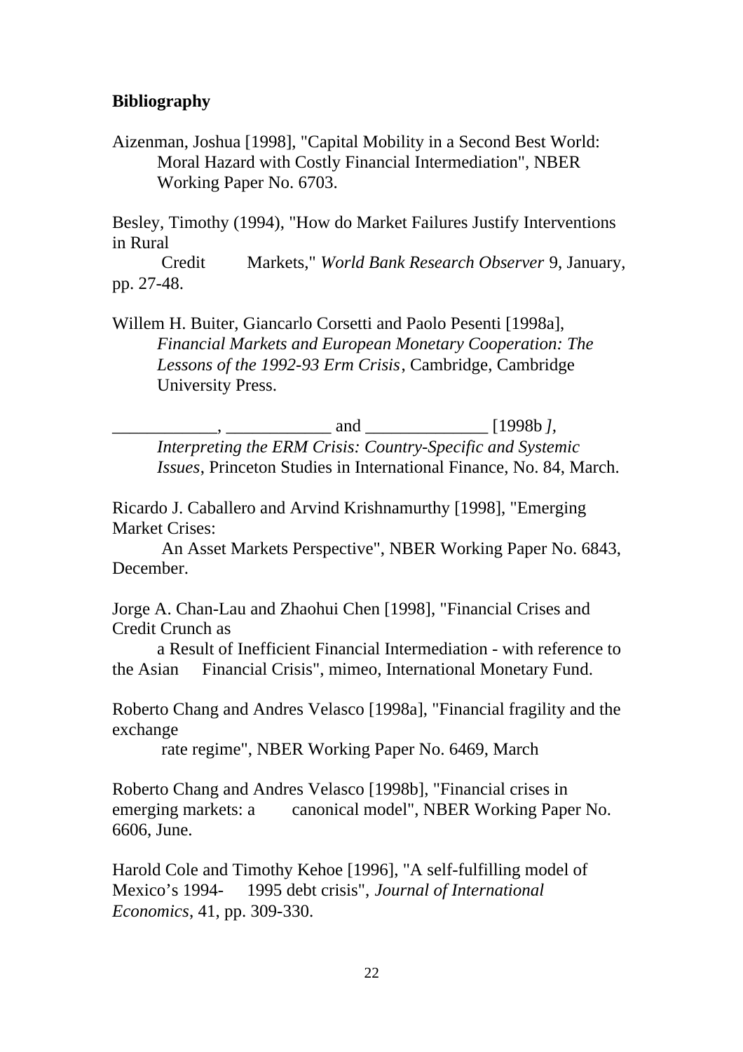**Bibliography**

Aizenman, Joshua [1998], "Capital Mobility in a Second Best World: Moral Hazard with Costly Financial Intermediation", NBER Working Paper No. 6703.

Besley, Timothy (1994), "How do Market Failures Justify Interventions in Rural Credit Markets," *World Bank Research Observer* 9, January, pp. 27-48.

Willem H. Buiter, Giancarlo Corsetti and Paolo Pesenti [1998a], *Financial Markets and European Monetary Cooperation: The Lessons of the 1992-93 Erm Crisis*, Cambridge, Cambridge University Press.

____________, ____________ and ______________ [1998b], *Interpreting the ERM Crisis: Country-Specific and Systemic Issues*, Princeton Studies in International Finance, No. 84, March.

Ricardo J. Caballero and Arvind Krishnamurthy [1998], "Emerging Market Crises: An Asset Markets Perspective", NBER Working Paper No. 6843, December.

Jorge A. Chan-Lau and Zhaohui Chen [1998], "Financial Crises and Credit Crunch as a Result of Inefficient Financial Intermediation - with reference to the Asian Financial Crisis", mimeo, International Monetary Fund.

Roberto Chang and Andres Velasco [1998a], "Financial fragility and the exchange rate regime", NBER Working Paper No. 6469, March

Roberto Chang and Andres Velasco [1998b], "Financial crises in emerging markets: a canonical model", NBER Working Paper No. 6606, June.

Harold Cole and Timothy Kehoe [1996], "A self-fulfilling model of Mexico's 1994-1995 debt crisis", *Journal of International Economics*, 41, pp. 309-330.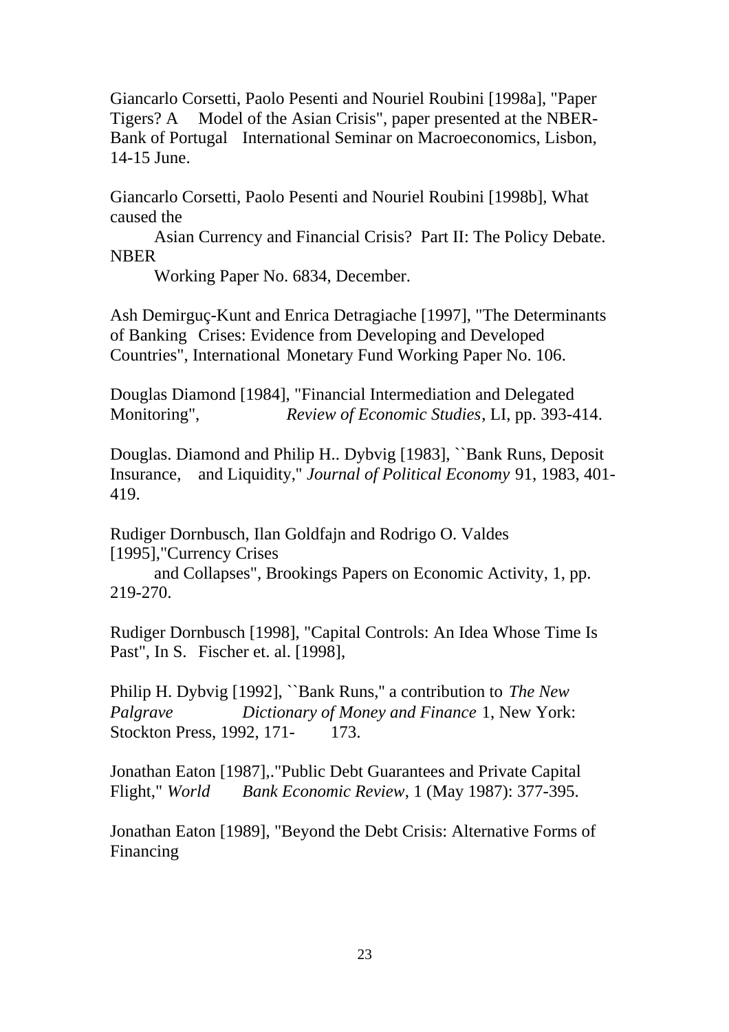Giancarlo Corsetti, Paolo Pesenti and Nouriel Roubini [1998a], "Paper Tigers? A Model of the Asian Crisis", paper presented at the NBER-Bank of Portugal International Seminar on Macroeconomics, Lisbon, 14-15 June.

Giancarlo Corsetti, Paolo Pesenti and Nouriel Roubini [1998b], What caused the Asian Currency and Financial Crisis? Part II: The Policy Debate. NBER Working Paper No. 6834, December.

Ash Demirguç-Kunt and Enrica Detragiache [1997], "The Determinants of Banking Crises: Evidence from Developing and Developed Countries", International Monetary Fund Working Paper No. 106.

Douglas Diamond [1984], "Financial Intermediation and Delegated Monitoring", *Review of Economic Studies*, LI, pp. 393-414.

Douglas. Diamond and Philip H.. Dybvig [1983], ``Bank Runs, Deposit Insurance, and Liquidity," *Journal of Political Economy* 91, 1983, 401-419.

Rudiger Dornbusch, Ilan Goldfajn and Rodrigo O. Valdes [1995],"Currency Crises and Collapses", Brookings Papers on Economic Activity, 1, pp. 219-270.

Rudiger Dornbusch [1998], "Capital Controls: An Idea Whose Time Is Past", In S. Fischer et. al. [1998],

Philip H. Dybvig [1992], ``Bank Runs," a contribution to *The New Palgrave Dictionary of Money and Finance* 1, New York: Stockton Press, 1992, 171- 173.

Jonathan Eaton [1987],."Public Debt Guarantees and Private Capital Flight," *World Bank Economic Review*, 1 (May 1987): 377-395.

Jonathan Eaton [1989], "Beyond the Debt Crisis: Alternative Forms of Financing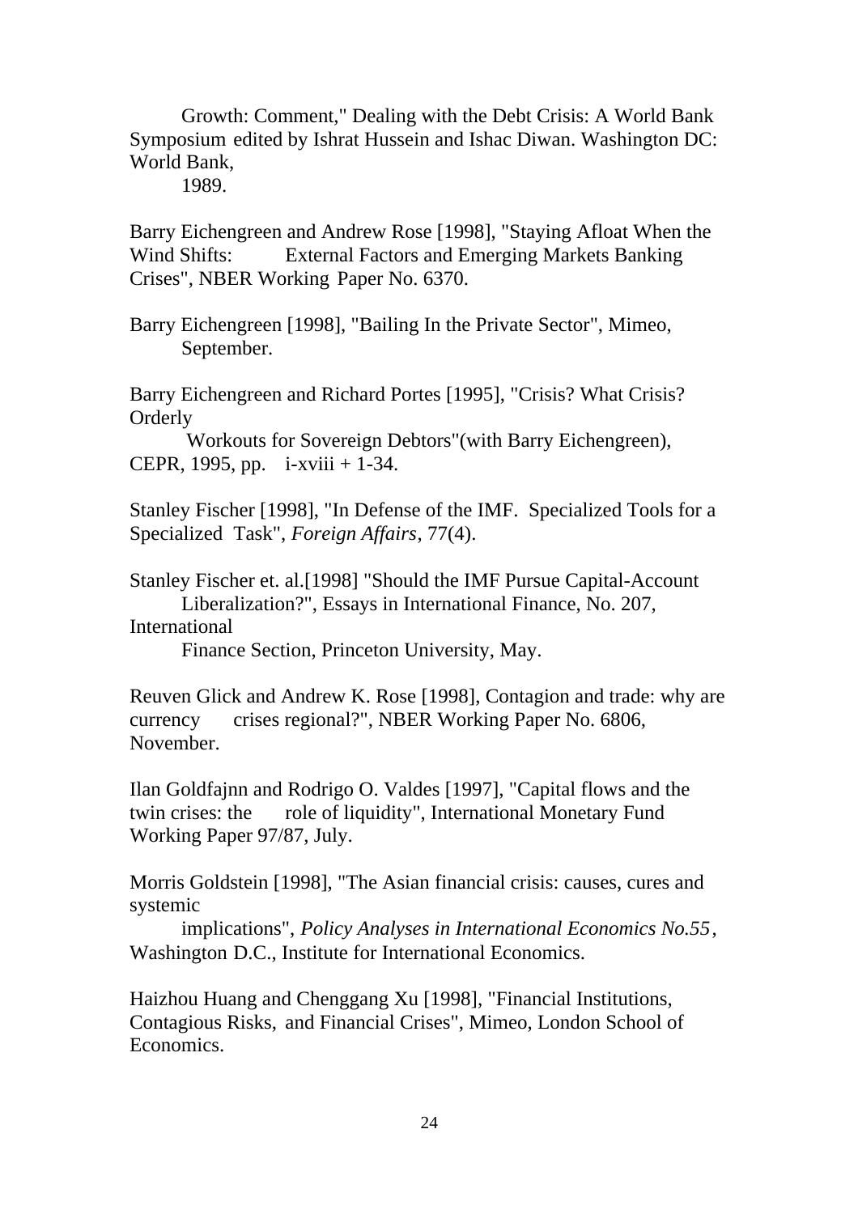Growth: Comment," Dealing with the Debt Crisis: A World Bank Symposium edited by Ishrat Hussein and Ishac Diwan. Washington DC: World Bank, 1989.

Barry Eichengreen and Andrew Rose [1998], "Staying Afloat When the Wind Shifts: External Factors and Emerging Markets Banking Crises", NBER Working Paper No. 6370.

Barry Eichengreen [1998], "Bailing In the Private Sector", Mimeo, September.

Barry Eichengreen and Richard Portes [1995], "Crisis? What Crisis? Orderly Workouts for Sovereign Debtors"(with Barry Eichengreen), CEPR, 1995, pp. i-xviii + 1-34.

Stanley Fischer [1998], "In Defense of the IMF. Specialized Tools for a Specialized Task", *Foreign Affairs*, 77(4).

Stanley Fischer et. al.[1998] "Should the IMF Pursue Capital-Account Liberalization?", Essays in International Finance, No. 207, International Finance Section, Princeton University, May.

Reuven Glick and Andrew K. Rose [1998], Contagion and trade: why are currency crises regional?", NBER Working Paper No. 6806, November.

Ilan Goldfajnn and Rodrigo O. Valdes [1997], "Capital flows and the twin crises: the role of liquidity", International Monetary Fund Working Paper 97/87, July.

Morris Goldstein [1998], "The Asian financial crisis: causes, cures and systemic implications", *Policy Analyses in International Economics No.55*, Washington D.C., Institute for International Economics.

Haizhou Huang and Chenggang Xu [1998], "Financial Institutions, Contagious Risks, and Financial Crises", Mimeo, London School of Economics.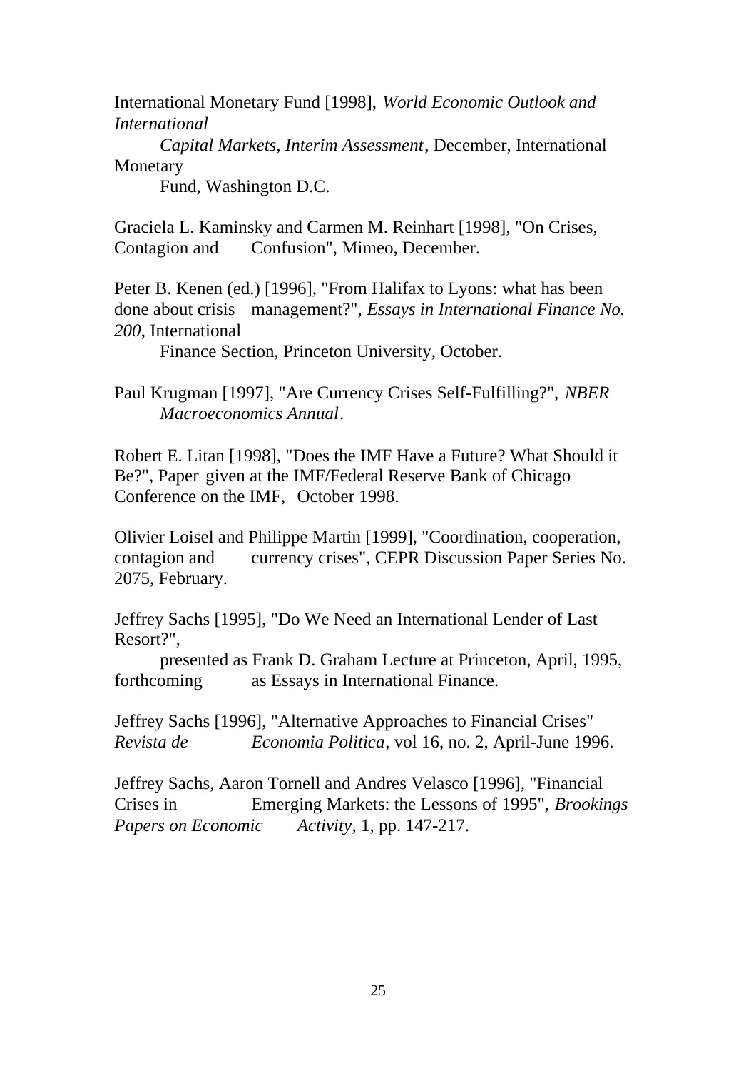International Monetary Fund [1998], *World Economic Outlook and International Capital Markets, Interim Assessment*, December, International Monetary Fund, Washington D.C.

Graciela L. Kaminsky and Carmen M. Reinhart [1998], "On Crises, Contagion and Confusion", Mimeo, December.

Peter B. Kenen (ed.) [1996], "From Halifax to Lyons: what has been done about crisis management?", *Essays in International Finance No. 200*, International Finance Section, Princeton University, October.

Paul Krugman [1997], "Are Currency Crises Self-Fulfilling?", *NBER Macroeconomics Annual*.

Robert E. Litan [1998], "Does the IMF Have a Future? What Should it Be?", Paper given at the IMF/Federal Reserve Bank of Chicago Conference on the IMF, October 1998.

Olivier Loisel and Philippe Martin [1999], "Coordination, cooperation, contagion and currency crises", CEPR Discussion Paper Series No. 2075, February.

Jeffrey Sachs [1995], "Do We Need an International Lender of Last Resort?", presented as Frank D. Graham Lecture at Princeton, April, 1995, forthcoming as Essays in International Finance.

Jeffrey Sachs [1996], "Alternative Approaches to Financial Crises" *Revista de Economia Politica*, vol 16, no. 2, April-June 1996.

Jeffrey Sachs, Aaron Tornell and Andres Velasco [1996], "Financial Crises in Emerging Markets: the Lessons of 1995", *Brookings Papers on Economic Activity*, 1, pp. 147-217.